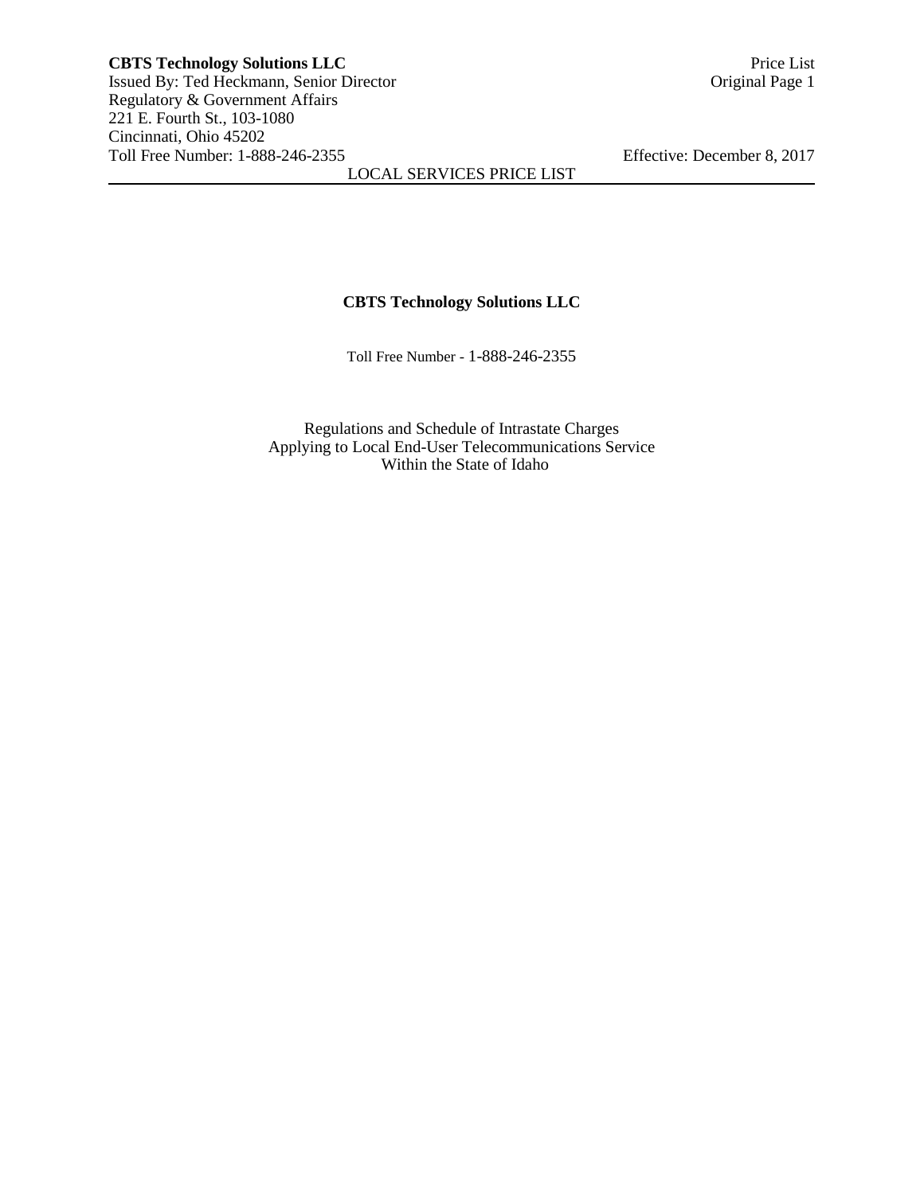**CBTS Technology Solutions LLC**

Toll Free Number - 1-888-246-2355

Regulations and Schedule of Intrastate Charges
Applying to Local End-User Telecommunications Service
Within the State of Idaho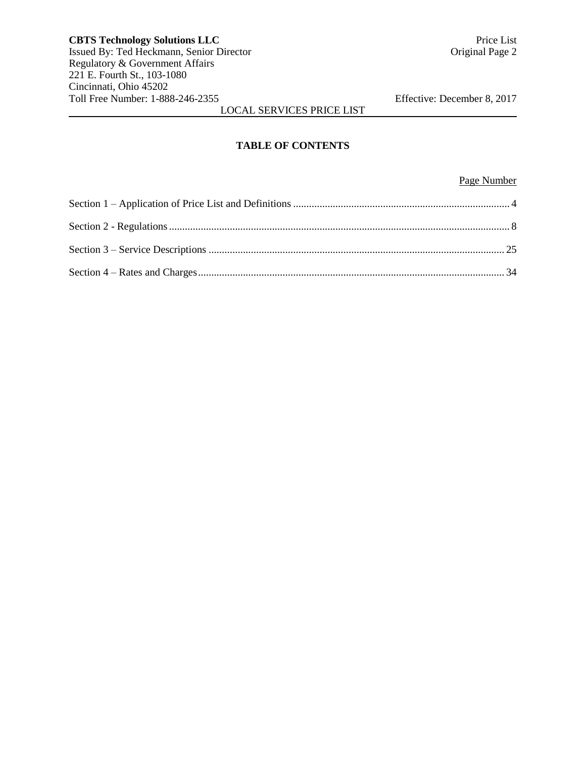## TABLE OF CONTENTS

| | Page Number |
|---|---|
| Section 1 – Application of Price List and Definitions | 4 |
| Section 2 - Regulations | 8 |
| Section 3 – Service Descriptions | 25 |
| Section 4 – Rates and Charges | 34 |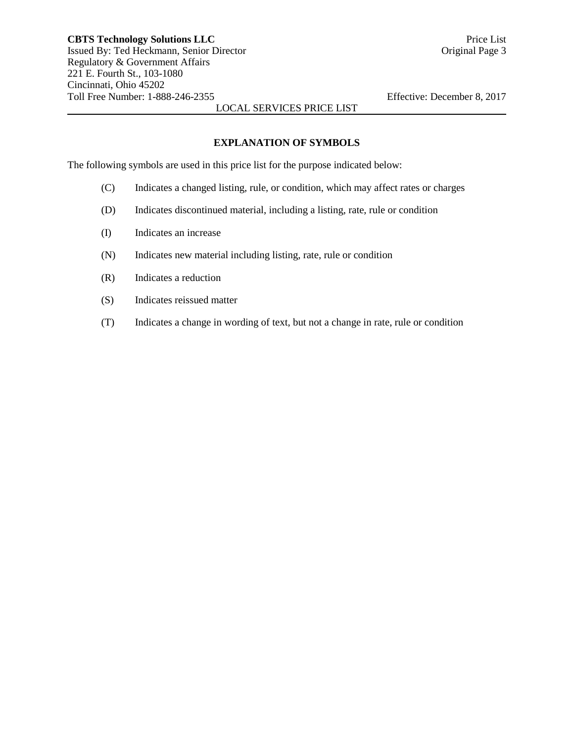## EXPLANATION OF SYMBOLS

The following symbols are used in this price list for the purpose indicated below:

(C) Indicates a changed listing, rule, or condition, which may affect rates or charges

(D) Indicates discontinued material, including a listing, rate, rule or condition

(I) Indicates an increase

(N) Indicates new material including listing, rate, rule or condition

(R) Indicates a reduction

(S) Indicates reissued matter

(T) Indicates a change in wording of text, but not a change in rate, rule or condition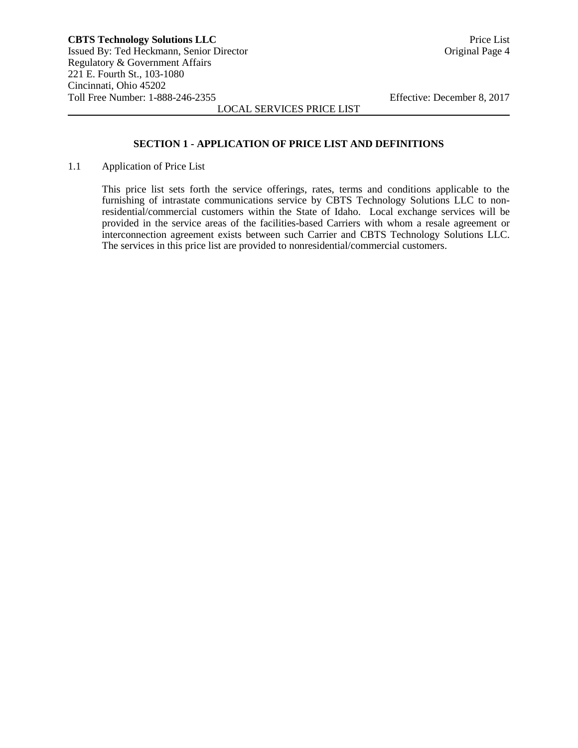## SECTION 1 - APPLICATION OF PRICE LIST AND DEFINITIONS

1.1 Application of Price List

This price list sets forth the service offerings, rates, terms and conditions applicable to the furnishing of intrastate communications service by CBTS Technology Solutions LLC to non-residential/commercial customers within the State of Idaho. Local exchange services will be provided in the service areas of the facilities-based Carriers with whom a resale agreement or interconnection agreement exists between such Carrier and CBTS Technology Solutions LLC. The services in this price list are provided to nonresidential/commercial customers.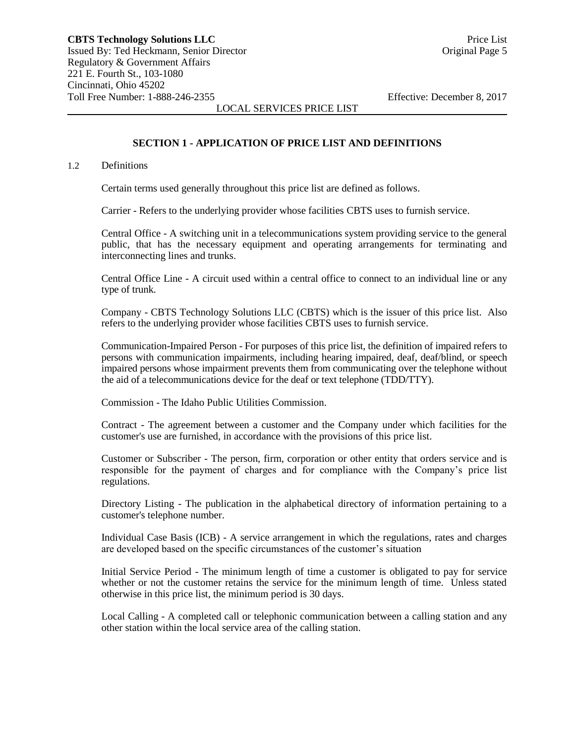## SECTION 1 - APPLICATION OF PRICE LIST AND DEFINITIONS

1.2 Definitions

Certain terms used generally throughout this price list are defined as follows.

Carrier - Refers to the underlying provider whose facilities CBTS uses to furnish service.

Central Office - A switching unit in a telecommunications system providing service to the general public, that has the necessary equipment and operating arrangements for terminating and interconnecting lines and trunks.

Central Office Line - A circuit used within a central office to connect to an individual line or any type of trunk.

Company - CBTS Technology Solutions LLC (CBTS) which is the issuer of this price list. Also refers to the underlying provider whose facilities CBTS uses to furnish service.

Communication-Impaired Person - For purposes of this price list, the definition of impaired refers to persons with communication impairments, including hearing impaired, deaf, deaf/blind, or speech impaired persons whose impairment prevents them from communicating over the telephone without the aid of a telecommunications device for the deaf or text telephone (TDD/TTY).

Commission - The Idaho Public Utilities Commission.

Contract - The agreement between a customer and the Company under which facilities for the customer's use are furnished, in accordance with the provisions of this price list.

Customer or Subscriber - The person, firm, corporation or other entity that orders service and is responsible for the payment of charges and for compliance with the Company's price list regulations.

Directory Listing - The publication in the alphabetical directory of information pertaining to a customer's telephone number.

Individual Case Basis (ICB) - A service arrangement in which the regulations, rates and charges are developed based on the specific circumstances of the customer's situation

Initial Service Period - The minimum length of time a customer is obligated to pay for service whether or not the customer retains the service for the minimum length of time. Unless stated otherwise in this price list, the minimum period is 30 days.

Local Calling - A completed call or telephonic communication between a calling station and any other station within the local service area of the calling station.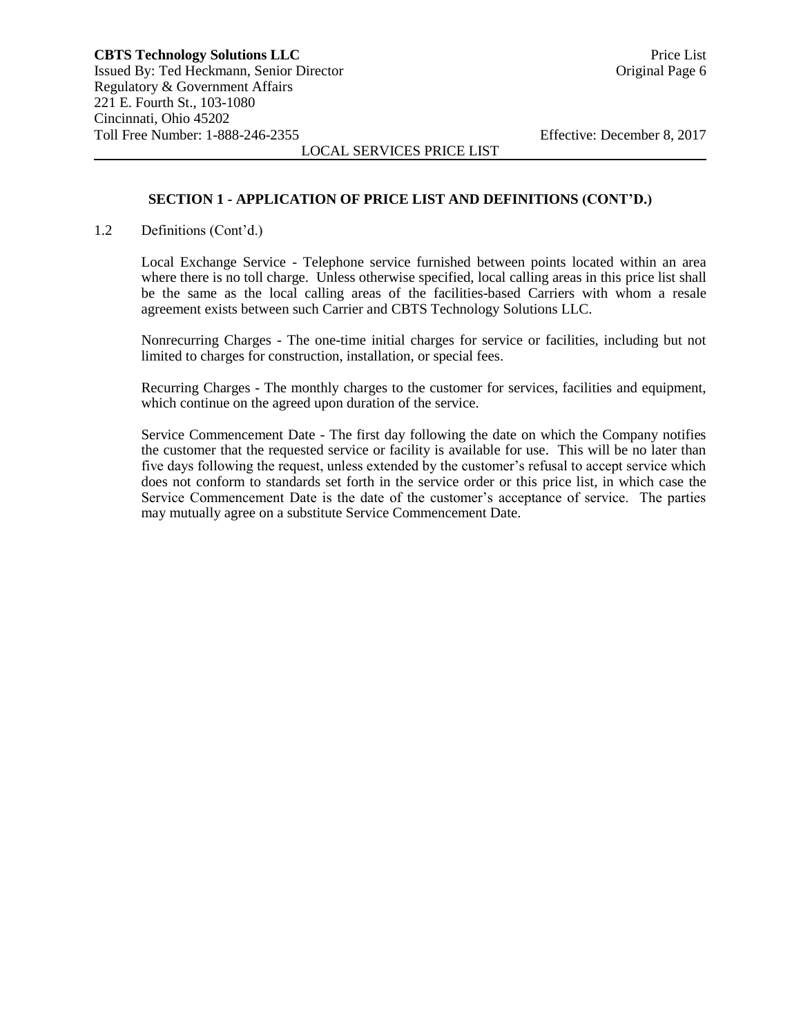## SECTION 1 - APPLICATION OF PRICE LIST AND DEFINITIONS (CONT'D.)

1.2 Definitions (Cont'd.)

Local Exchange Service - Telephone service furnished between points located within an area where there is no toll charge. Unless otherwise specified, local calling areas in this price list shall be the same as the local calling areas of the facilities-based Carriers with whom a resale agreement exists between such Carrier and CBTS Technology Solutions LLC.

Nonrecurring Charges - The one-time initial charges for service or facilities, including but not limited to charges for construction, installation, or special fees.

Recurring Charges - The monthly charges to the customer for services, facilities and equipment, which continue on the agreed upon duration of the service.

Service Commencement Date - The first day following the date on which the Company notifies the customer that the requested service or facility is available for use. This will be no later than five days following the request, unless extended by the customer's refusal to accept service which does not conform to standards set forth in the service order or this price list, in which case the Service Commencement Date is the date of the customer's acceptance of service. The parties may mutually agree on a substitute Service Commencement Date.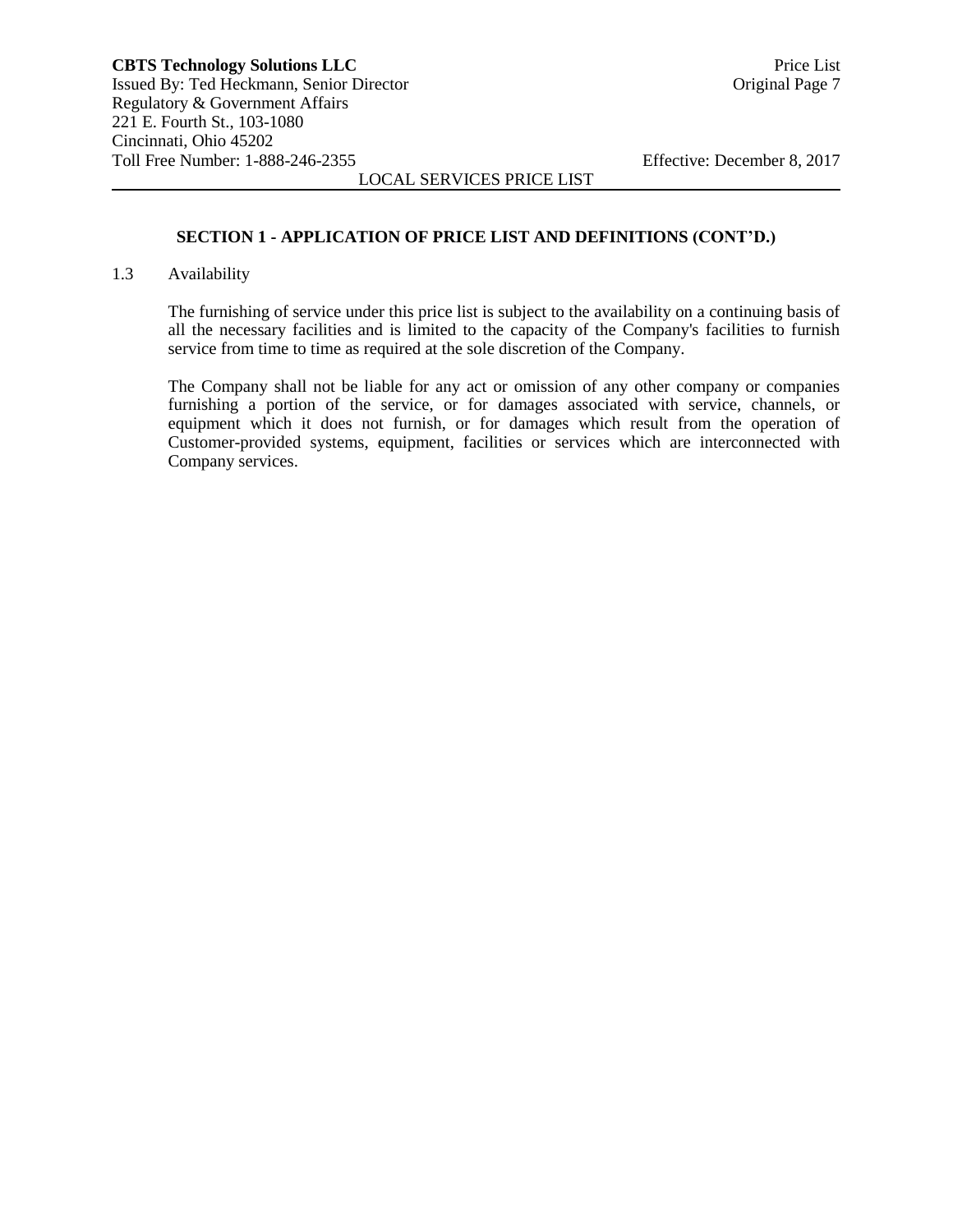## SECTION 1 - APPLICATION OF PRICE LIST AND DEFINITIONS (CONT'D.)

1.3 Availability

The furnishing of service under this price list is subject to the availability on a continuing basis of all the necessary facilities and is limited to the capacity of the Company's facilities to furnish service from time to time as required at the sole discretion of the Company.

The Company shall not be liable for any act or omission of any other company or companies furnishing a portion of the service, or for damages associated with service, channels, or equipment which it does not furnish, or for damages which result from the operation of Customer-provided systems, equipment, facilities or services which are interconnected with Company services.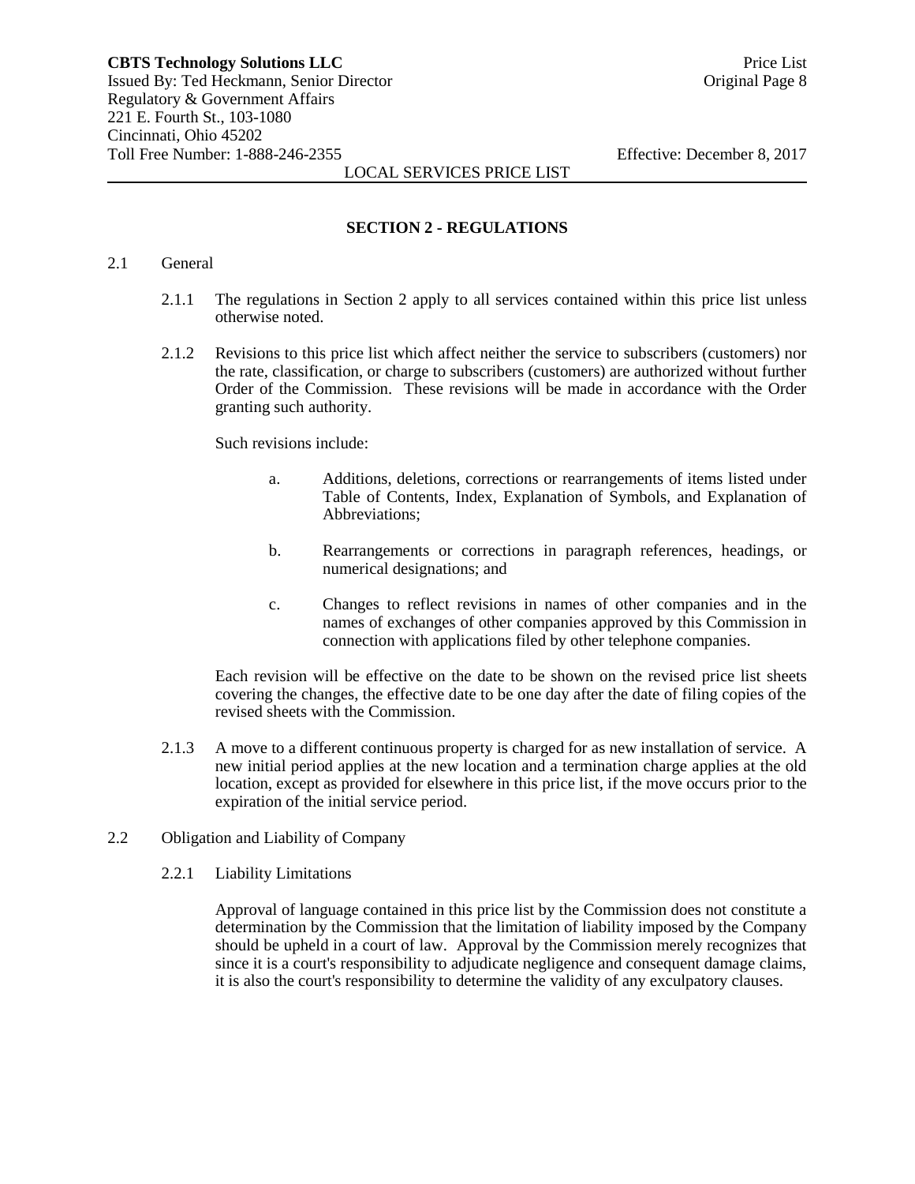## SECTION 2 - REGULATIONS

2.1 General

2.1.1 The regulations in Section 2 apply to all services contained within this price list unless otherwise noted.

2.1.2 Revisions to this price list which affect neither the service to subscribers (customers) nor the rate, classification, or charge to subscribers (customers) are authorized without further Order of the Commission. These revisions will be made in accordance with the Order granting such authority.

Such revisions include:

a. Additions, deletions, corrections or rearrangements of items listed under Table of Contents, Index, Explanation of Symbols, and Explanation of Abbreviations;

b. Rearrangements or corrections in paragraph references, headings, or numerical designations; and

c. Changes to reflect revisions in names of other companies and in the names of exchanges of other companies approved by this Commission in connection with applications filed by other telephone companies.

Each revision will be effective on the date to be shown on the revised price list sheets covering the changes, the effective date to be one day after the date of filing copies of the revised sheets with the Commission.

2.1.3 A move to a different continuous property is charged for as new installation of service. A new initial period applies at the new location and a termination charge applies at the old location, except as provided for elsewhere in this price list, if the move occurs prior to the expiration of the initial service period.

2.2 Obligation and Liability of Company

2.2.1 Liability Limitations

Approval of language contained in this price list by the Commission does not constitute a determination by the Commission that the limitation of liability imposed by the Company should be upheld in a court of law. Approval by the Commission merely recognizes that since it is a court's responsibility to adjudicate negligence and consequent damage claims, it is also the court's responsibility to determine the validity of any exculpatory clauses.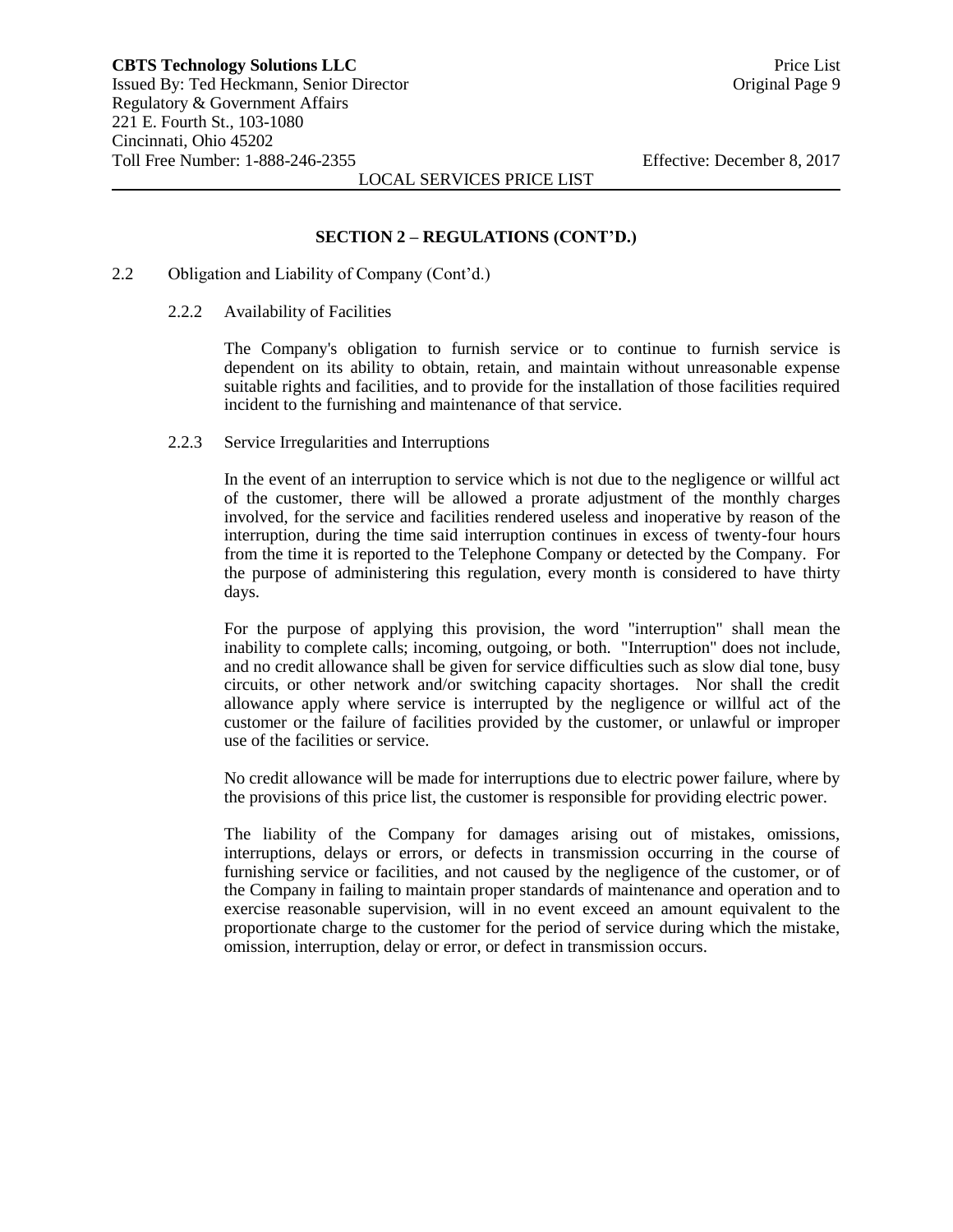## SECTION 2 – REGULATIONS (CONT'D.)

2.2 Obligation and Liability of Company (Cont'd.)

2.2.2 Availability of Facilities

The Company's obligation to furnish service or to continue to furnish service is dependent on its ability to obtain, retain, and maintain without unreasonable expense suitable rights and facilities, and to provide for the installation of those facilities required incident to the furnishing and maintenance of that service.

2.2.3 Service Irregularities and Interruptions

In the event of an interruption to service which is not due to the negligence or willful act of the customer, there will be allowed a prorate adjustment of the monthly charges involved, for the service and facilities rendered useless and inoperative by reason of the interruption, during the time said interruption continues in excess of twenty-four hours from the time it is reported to the Telephone Company or detected by the Company. For the purpose of administering this regulation, every month is considered to have thirty days.

For the purpose of applying this provision, the word "interruption" shall mean the inability to complete calls; incoming, outgoing, or both. "Interruption" does not include, and no credit allowance shall be given for service difficulties such as slow dial tone, busy circuits, or other network and/or switching capacity shortages. Nor shall the credit allowance apply where service is interrupted by the negligence or willful act of the customer or the failure of facilities provided by the customer, or unlawful or improper use of the facilities or service.

No credit allowance will be made for interruptions due to electric power failure, where by the provisions of this price list, the customer is responsible for providing electric power.

The liability of the Company for damages arising out of mistakes, omissions, interruptions, delays or errors, or defects in transmission occurring in the course of furnishing service or facilities, and not caused by the negligence of the customer, or of the Company in failing to maintain proper standards of maintenance and operation and to exercise reasonable supervision, will in no event exceed an amount equivalent to the proportionate charge to the customer for the period of service during which the mistake, omission, interruption, delay or error, or defect in transmission occurs.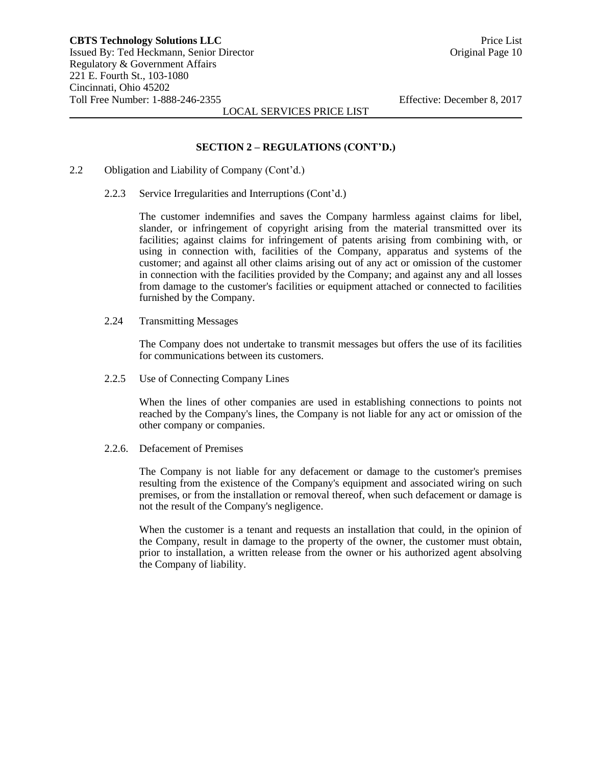## SECTION 2 – REGULATIONS (CONT'D.)

2.2 Obligation and Liability of Company (Cont'd.)

2.2.3 Service Irregularities and Interruptions (Cont'd.)

The customer indemnifies and saves the Company harmless against claims for libel, slander, or infringement of copyright arising from the material transmitted over its facilities; against claims for infringement of patents arising from combining with, or using in connection with, facilities of the Company, apparatus and systems of the customer; and against all other claims arising out of any act or omission of the customer in connection with the facilities provided by the Company; and against any and all losses from damage to the customer's facilities or equipment attached or connected to facilities furnished by the Company.

2.24 Transmitting Messages

The Company does not undertake to transmit messages but offers the use of its facilities for communications between its customers.

2.2.5 Use of Connecting Company Lines

When the lines of other companies are used in establishing connections to points not reached by the Company's lines, the Company is not liable for any act or omission of the other company or companies.

2.2.6. Defacement of Premises

The Company is not liable for any defacement or damage to the customer's premises resulting from the existence of the Company's equipment and associated wiring on such premises, or from the installation or removal thereof, when such defacement or damage is not the result of the Company's negligence.

When the customer is a tenant and requests an installation that could, in the opinion of the Company, result in damage to the property of the owner, the customer must obtain, prior to installation, a written release from the owner or his authorized agent absolving the Company of liability.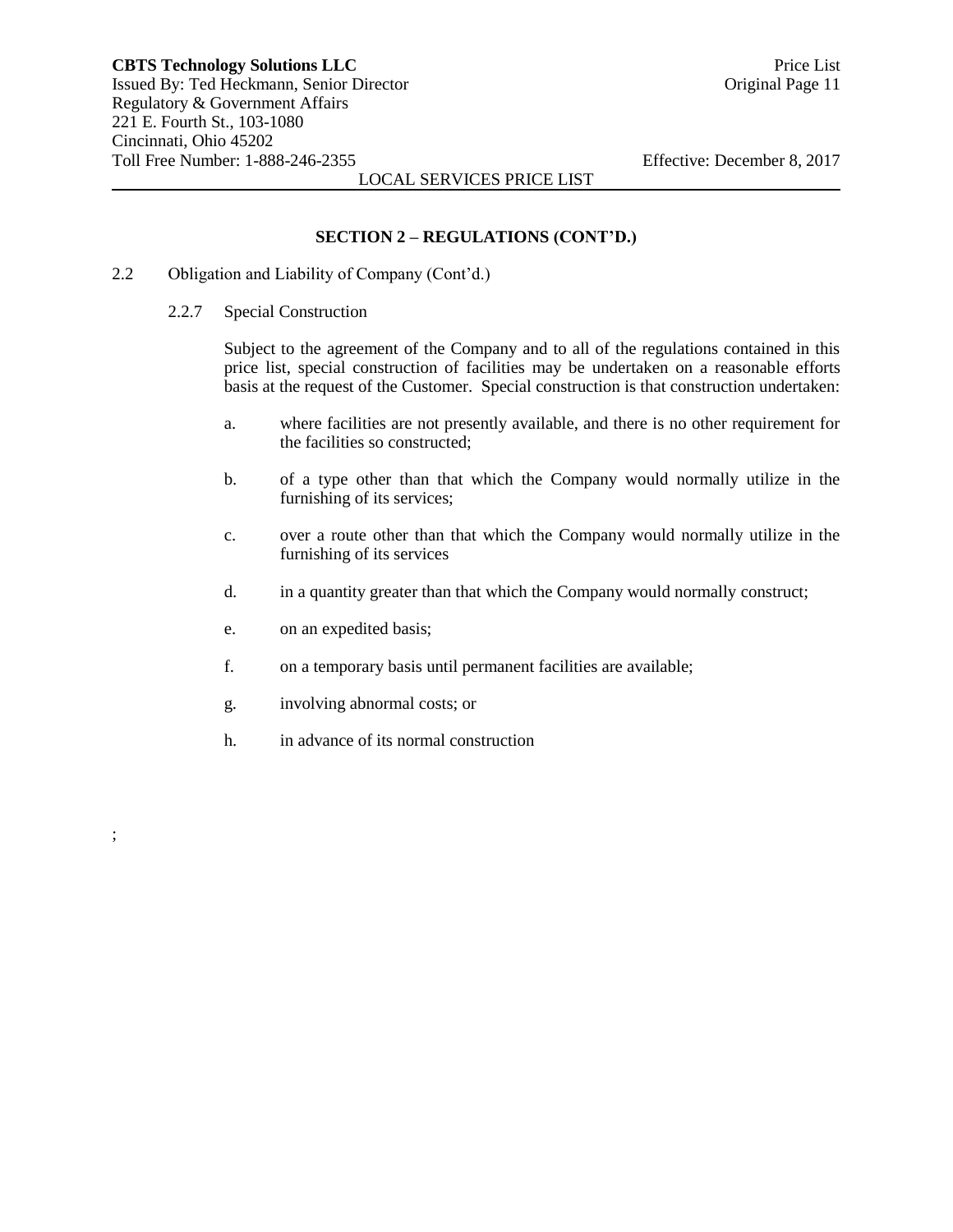## SECTION 2 – REGULATIONS (CONT'D.)

2.2 Obligation and Liability of Company (Cont'd.)

2.2.7 Special Construction

Subject to the agreement of the Company and to all of the regulations contained in this price list, special construction of facilities may be undertaken on a reasonable efforts basis at the request of the Customer. Special construction is that construction undertaken:

a. where facilities are not presently available, and there is no other requirement for the facilities so constructed;

b. of a type other than that which the Company would normally utilize in the furnishing of its services;

c. over a route other than that which the Company would normally utilize in the furnishing of its services

d. in a quantity greater than that which the Company would normally construct;

e. on an expedited basis;

f. on a temporary basis until permanent facilities are available;

g. involving abnormal costs; or

h. in advance of its normal construction

;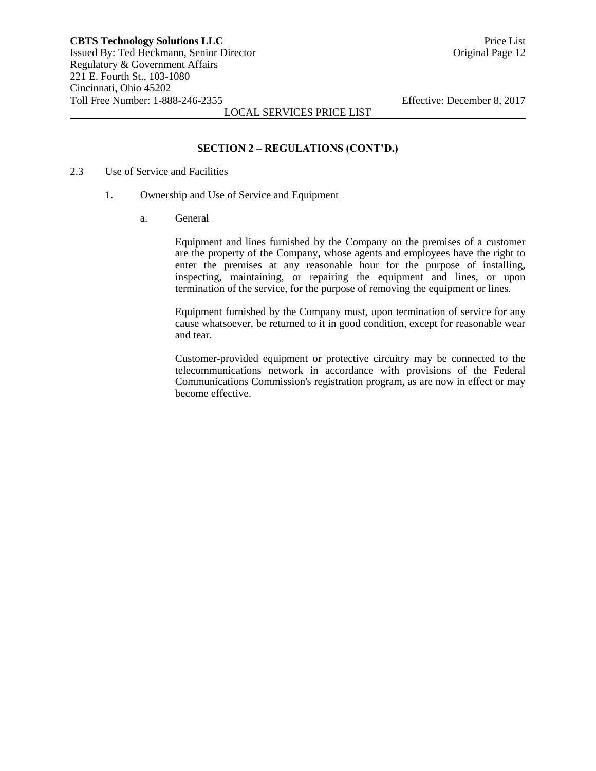## SECTION 2 – REGULATIONS (CONT'D.)

2.3 Use of Service and Facilities

1. Ownership and Use of Service and Equipment

a. General

Equipment and lines furnished by the Company on the premises of a customer are the property of the Company, whose agents and employees have the right to enter the premises at any reasonable hour for the purpose of installing, inspecting, maintaining, or repairing the equipment and lines, or upon termination of the service, for the purpose of removing the equipment or lines.

Equipment furnished by the Company must, upon termination of service for any cause whatsoever, be returned to it in good condition, except for reasonable wear and tear.

Customer-provided equipment or protective circuitry may be connected to the telecommunications network in accordance with provisions of the Federal Communications Commission's registration program, as are now in effect or may become effective.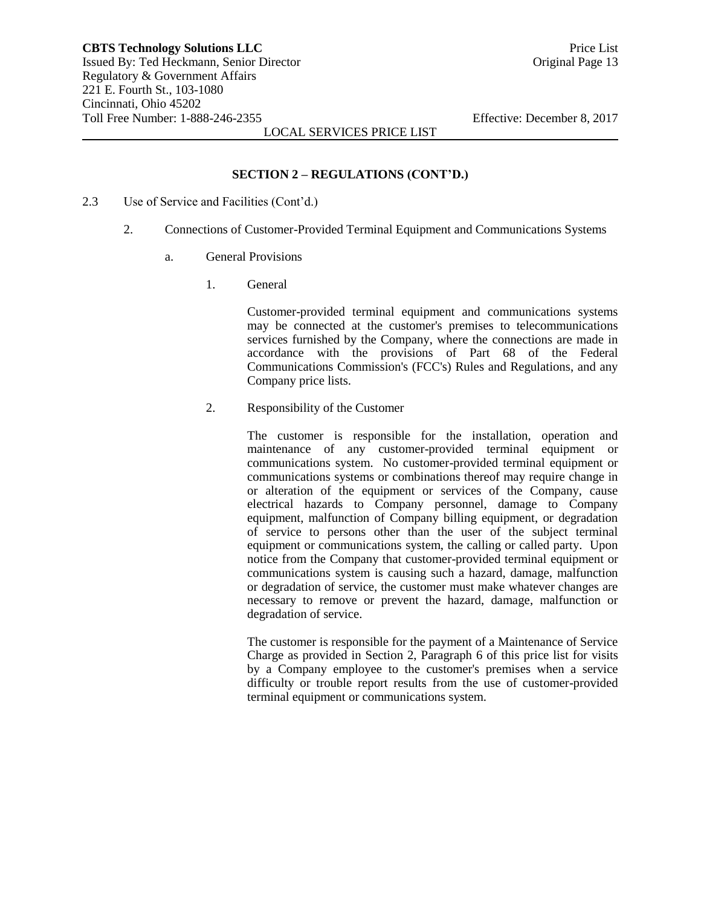## SECTION 2 – REGULATIONS (CONT'D.)

2.3 Use of Service and Facilities (Cont'd.)

2. Connections of Customer-Provided Terminal Equipment and Communications Systems

a. General Provisions

1. General

Customer-provided terminal equipment and communications systems may be connected at the customer's premises to telecommunications services furnished by the Company, where the connections are made in accordance with the provisions of Part 68 of the Federal Communications Commission's (FCC's) Rules and Regulations, and any Company price lists.

2. Responsibility of the Customer

The customer is responsible for the installation, operation and maintenance of any customer-provided terminal equipment or communications system. No customer-provided terminal equipment or communications systems or combinations thereof may require change in or alteration of the equipment or services of the Company, cause electrical hazards to Company personnel, damage to Company equipment, malfunction of Company billing equipment, or degradation of service to persons other than the user of the subject terminal equipment or communications system, the calling or called party. Upon notice from the Company that customer-provided terminal equipment or communications system is causing such a hazard, damage, malfunction or degradation of service, the customer must make whatever changes are necessary to remove or prevent the hazard, damage, malfunction or degradation of service.

The customer is responsible for the payment of a Maintenance of Service Charge as provided in Section 2, Paragraph 6 of this price list for visits by a Company employee to the customer's premises when a service difficulty or trouble report results from the use of customer-provided terminal equipment or communications system.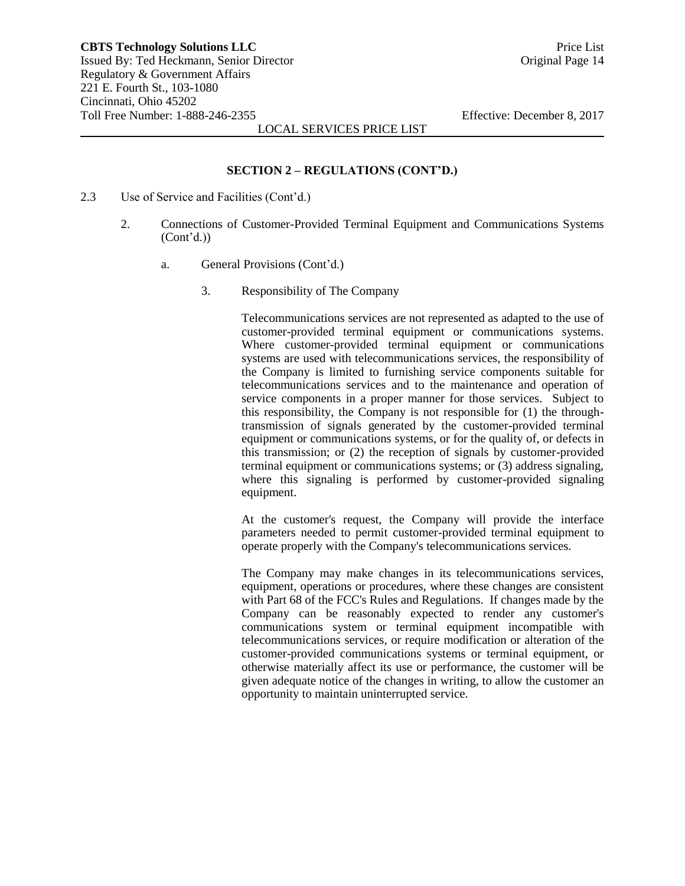## SECTION 2 – REGULATIONS (CONT'D.)

2.3 Use of Service and Facilities (Cont'd.)

2. Connections of Customer-Provided Terminal Equipment and Communications Systems (Cont'd.))

a. General Provisions (Cont'd.)

3. Responsibility of The Company

Telecommunications services are not represented as adapted to the use of customer-provided terminal equipment or communications systems. Where customer-provided terminal equipment or communications systems are used with telecommunications services, the responsibility of the Company is limited to furnishing service components suitable for telecommunications services and to the maintenance and operation of service components in a proper manner for those services. Subject to this responsibility, the Company is not responsible for (1) the through-transmission of signals generated by the customer-provided terminal equipment or communications systems, or for the quality of, or defects in this transmission; or (2) the reception of signals by customer-provided terminal equipment or communications systems; or (3) address signaling, where this signaling is performed by customer-provided signaling equipment.

At the customer's request, the Company will provide the interface parameters needed to permit customer-provided terminal equipment to operate properly with the Company's telecommunications services.

The Company may make changes in its telecommunications services, equipment, operations or procedures, where these changes are consistent with Part 68 of the FCC's Rules and Regulations. If changes made by the Company can be reasonably expected to render any customer's communications system or terminal equipment incompatible with telecommunications services, or require modification or alteration of the customer-provided communications systems or terminal equipment, or otherwise materially affect its use or performance, the customer will be given adequate notice of the changes in writing, to allow the customer an opportunity to maintain uninterrupted service.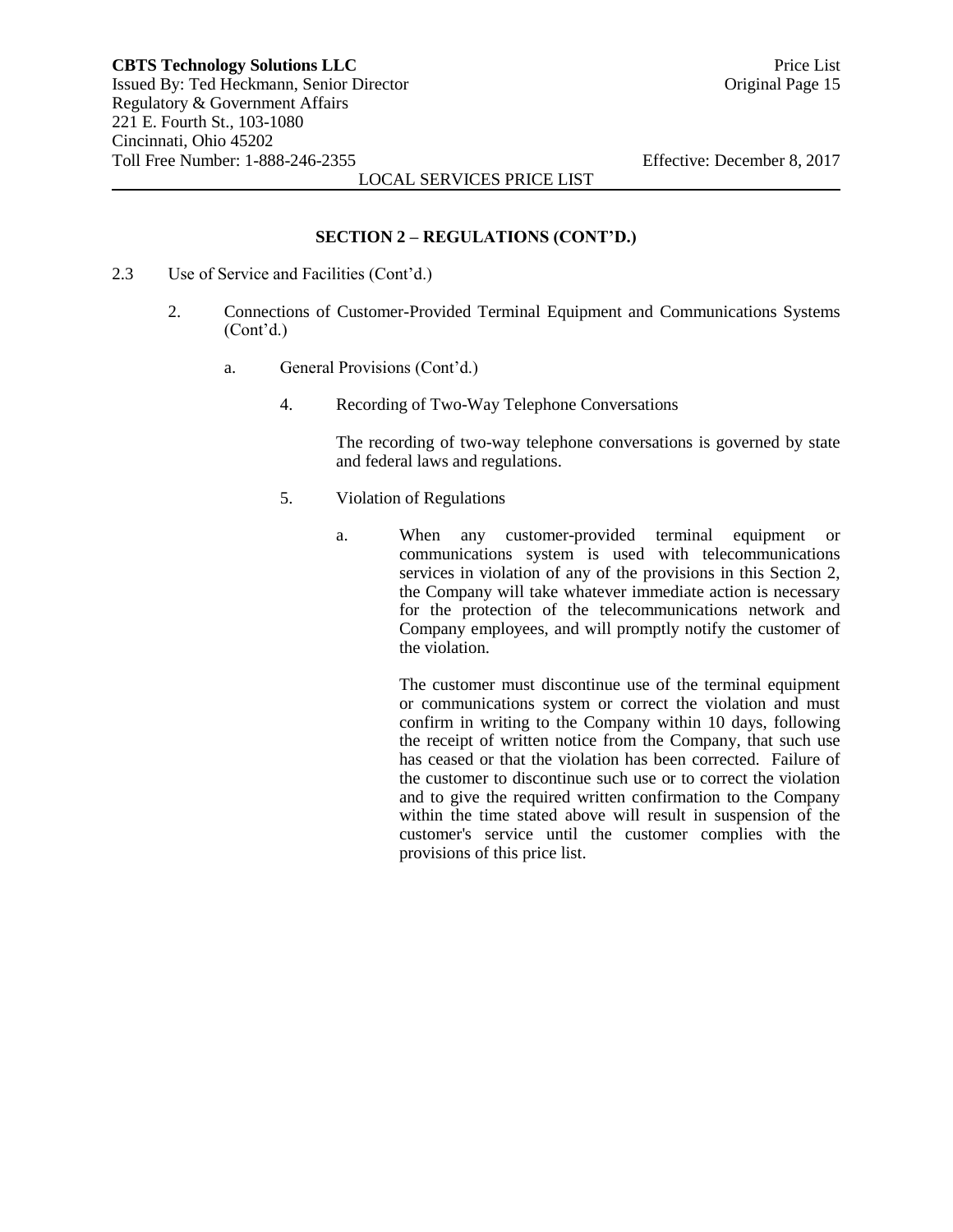## SECTION 2 – REGULATIONS (CONT'D.)

2.3 Use of Service and Facilities (Cont'd.)

2. Connections of Customer-Provided Terminal Equipment and Communications Systems (Cont'd.)

a. General Provisions (Cont'd.)

4. Recording of Two-Way Telephone Conversations

The recording of two-way telephone conversations is governed by state and federal laws and regulations.

5. Violation of Regulations

a. When any customer-provided terminal equipment or communications system is used with telecommunications services in violation of any of the provisions in this Section 2, the Company will take whatever immediate action is necessary for the protection of the telecommunications network and Company employees, and will promptly notify the customer of the violation.

The customer must discontinue use of the terminal equipment or communications system or correct the violation and must confirm in writing to the Company within 10 days, following the receipt of written notice from the Company, that such use has ceased or that the violation has been corrected. Failure of the customer to discontinue such use or to correct the violation and to give the required written confirmation to the Company within the time stated above will result in suspension of the customer's service until the customer complies with the provisions of this price list.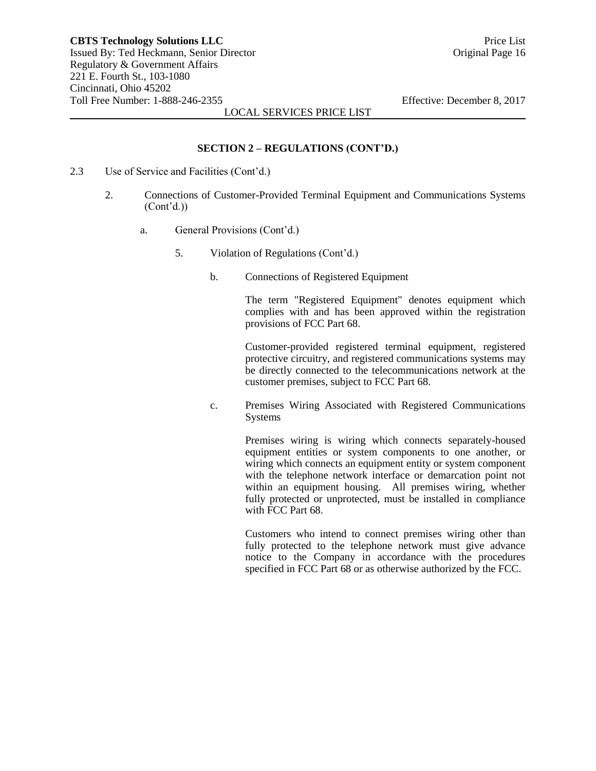## SECTION 2 – REGULATIONS (CONT'D.)

2.3 Use of Service and Facilities (Cont'd.)

2. Connections of Customer-Provided Terminal Equipment and Communications Systems (Cont'd.))

   a. General Provisions (Cont'd.)

      5. Violation of Regulations (Cont'd.)

         b. Connections of Registered Equipment

            The term "Registered Equipment" denotes equipment which complies with and has been approved within the registration provisions of FCC Part 68.

            Customer-provided registered terminal equipment, registered protective circuitry, and registered communications systems may be directly connected to the telecommunications network at the customer premises, subject to FCC Part 68.

         c. Premises Wiring Associated with Registered Communications Systems

            Premises wiring is wiring which connects separately-housed equipment entities or system components to one another, or wiring which connects an equipment entity or system component with the telephone network interface or demarcation point not within an equipment housing. All premises wiring, whether fully protected or unprotected, must be installed in compliance with FCC Part 68.

            Customers who intend to connect premises wiring other than fully protected to the telephone network must give advance notice to the Company in accordance with the procedures specified in FCC Part 68 or as otherwise authorized by the FCC.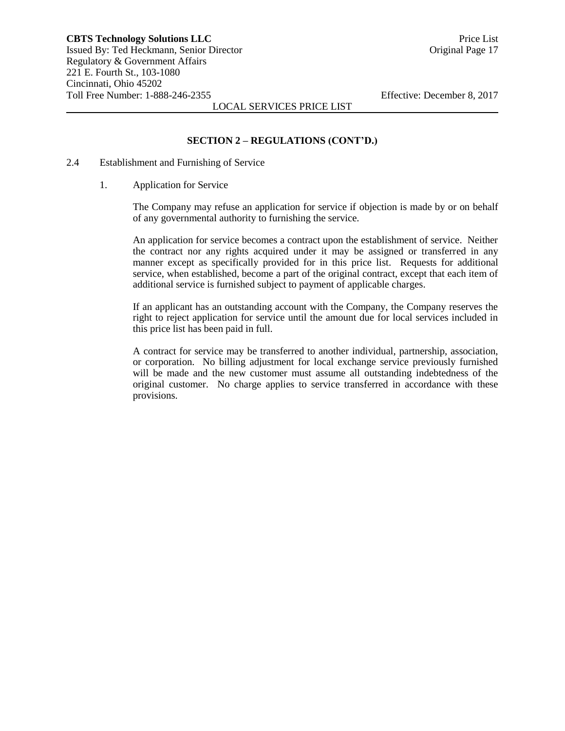## SECTION 2 – REGULATIONS (CONT'D.)

2.4 Establishment and Furnishing of Service

1. Application for Service

The Company may refuse an application for service if objection is made by or on behalf of any governmental authority to furnishing the service.

An application for service becomes a contract upon the establishment of service. Neither the contract nor any rights acquired under it may be assigned or transferred in any manner except as specifically provided for in this price list. Requests for additional service, when established, become a part of the original contract, except that each item of additional service is furnished subject to payment of applicable charges.

If an applicant has an outstanding account with the Company, the Company reserves the right to reject application for service until the amount due for local services included in this price list has been paid in full.

A contract for service may be transferred to another individual, partnership, association, or corporation. No billing adjustment for local exchange service previously furnished will be made and the new customer must assume all outstanding indebtedness of the original customer. No charge applies to service transferred in accordance with these provisions.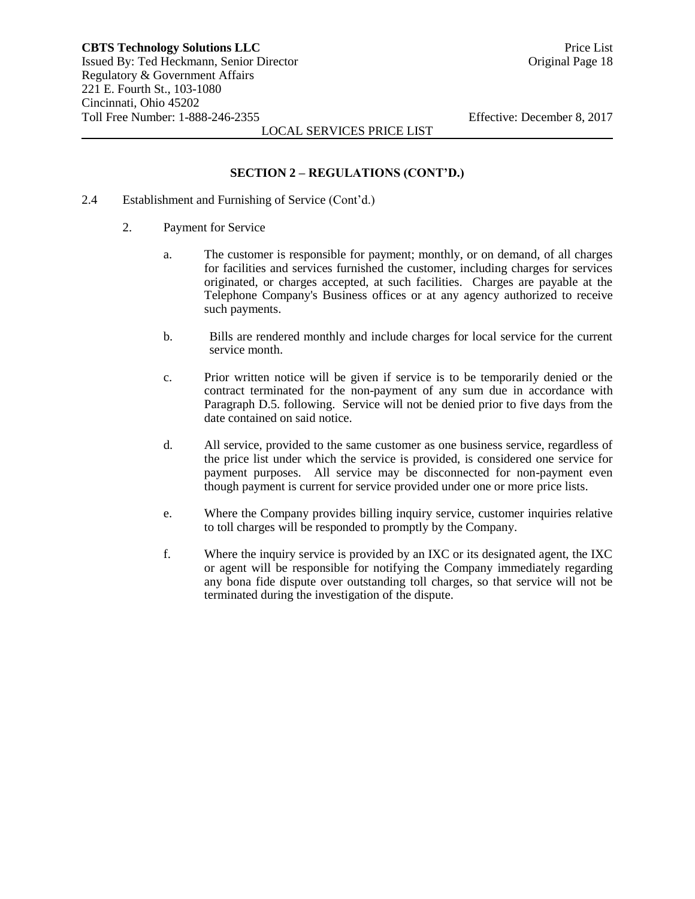## SECTION 2 – REGULATIONS (CONT'D.)

2.4 Establishment and Furnishing of Service (Cont'd.)

2. Payment for Service

a. The customer is responsible for payment; monthly, or on demand, of all charges for facilities and services furnished the customer, including charges for services originated, or charges accepted, at such facilities. Charges are payable at the Telephone Company's Business offices or at any agency authorized to receive such payments.

b. Bills are rendered monthly and include charges for local service for the current service month.

c. Prior written notice will be given if service is to be temporarily denied or the contract terminated for the non-payment of any sum due in accordance with Paragraph D.5. following. Service will not be denied prior to five days from the date contained on said notice.

d. All service, provided to the same customer as one business service, regardless of the price list under which the service is provided, is considered one service for payment purposes. All service may be disconnected for non-payment even though payment is current for service provided under one or more price lists.

e. Where the Company provides billing inquiry service, customer inquiries relative to toll charges will be responded to promptly by the Company.

f. Where the inquiry service is provided by an IXC or its designated agent, the IXC or agent will be responsible for notifying the Company immediately regarding any bona fide dispute over outstanding toll charges, so that service will not be terminated during the investigation of the dispute.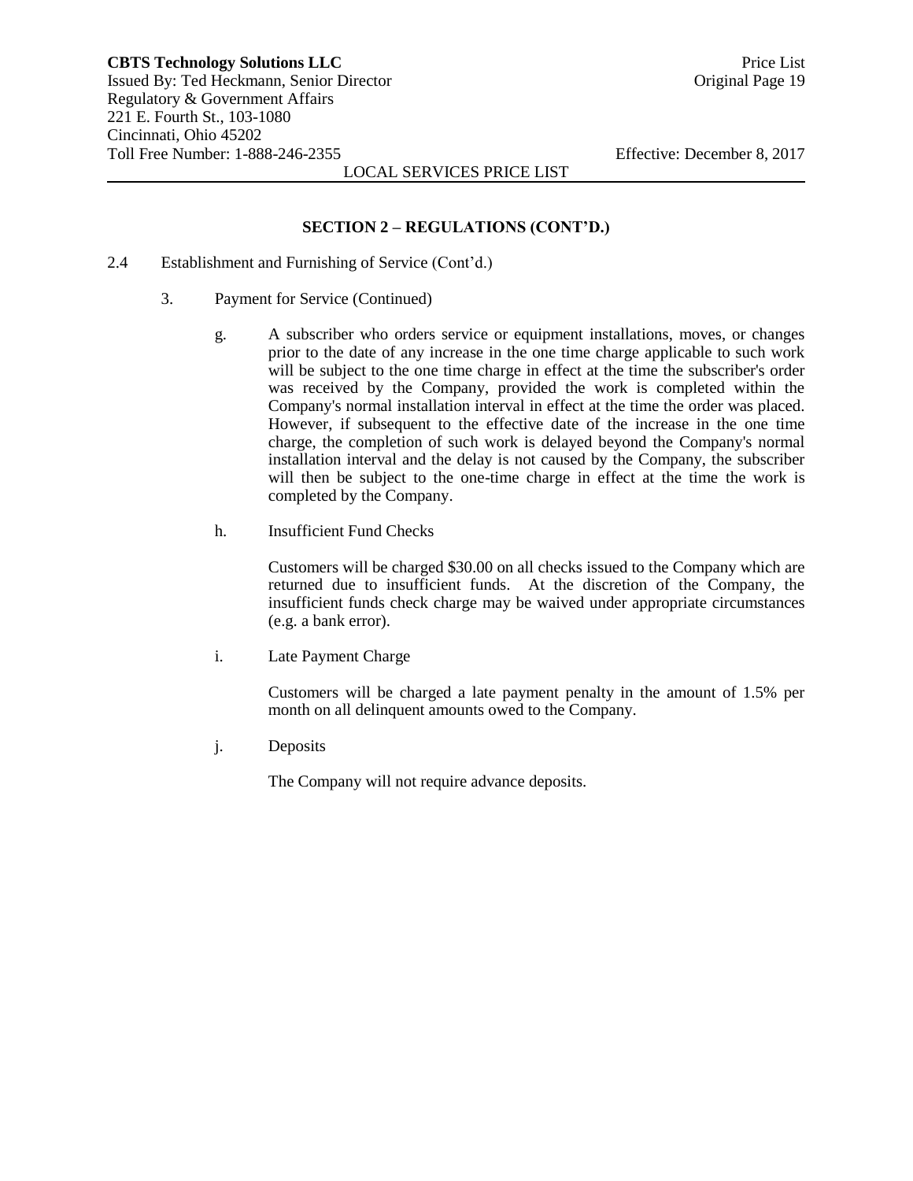## SECTION 2 – REGULATIONS (CONT'D.)

2.4 Establishment and Furnishing of Service (Cont'd.)

3. Payment for Service (Continued)

g. A subscriber who orders service or equipment installations, moves, or changes prior to the date of any increase in the one time charge applicable to such work will be subject to the one time charge in effect at the time the subscriber's order was received by the Company, provided the work is completed within the Company's normal installation interval in effect at the time the order was placed. However, if subsequent to the effective date of the increase in the one time charge, the completion of such work is delayed beyond the Company's normal installation interval and the delay is not caused by the Company, the subscriber will then be subject to the one-time charge in effect at the time the work is completed by the Company.

h. Insufficient Fund Checks

Customers will be charged $30.00 on all checks issued to the Company which are returned due to insufficient funds. At the discretion of the Company, the insufficient funds check charge may be waived under appropriate circumstances (e.g. a bank error).

i. Late Payment Charge

Customers will be charged a late payment penalty in the amount of 1.5% per month on all delinquent amounts owed to the Company.

j. Deposits

The Company will not require advance deposits.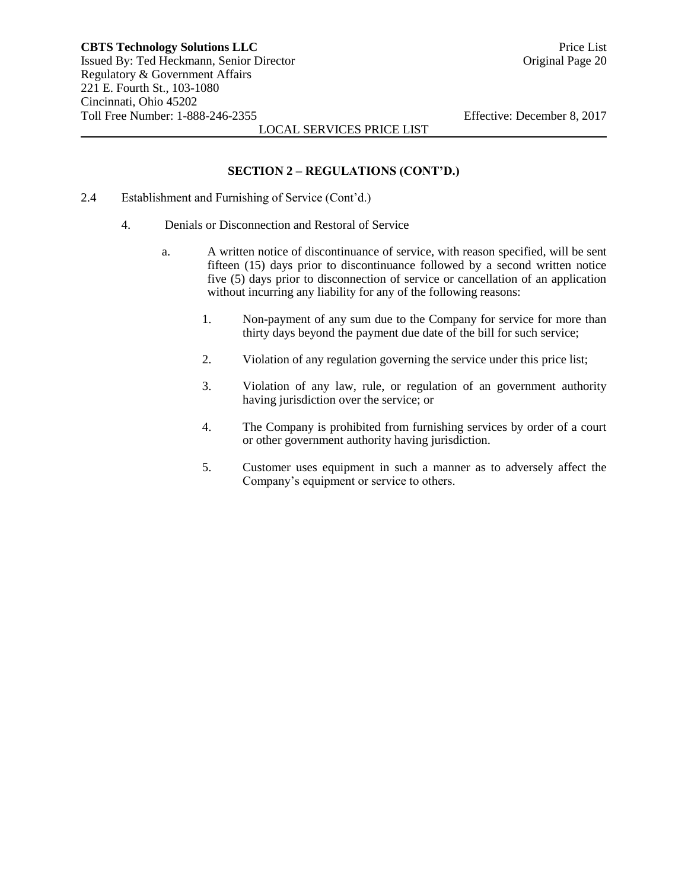## SECTION 2 – REGULATIONS (CONT'D.)

2.4 Establishment and Furnishing of Service (Cont'd.)

4. Denials or Disconnection and Restoral of Service

   a. A written notice of discontinuance of service, with reason specified, will be sent fifteen (15) days prior to discontinuance followed by a second written notice five (5) days prior to disconnection of service or cancellation of an application without incurring any liability for any of the following reasons:

      1. Non-payment of any sum due to the Company for service for more than thirty days beyond the payment due date of the bill for such service;

      2. Violation of any regulation governing the service under this price list;

      3. Violation of any law, rule, or regulation of an government authority having jurisdiction over the service; or

      4. The Company is prohibited from furnishing services by order of a court or other government authority having jurisdiction.

      5. Customer uses equipment in such a manner as to adversely affect the Company's equipment or service to others.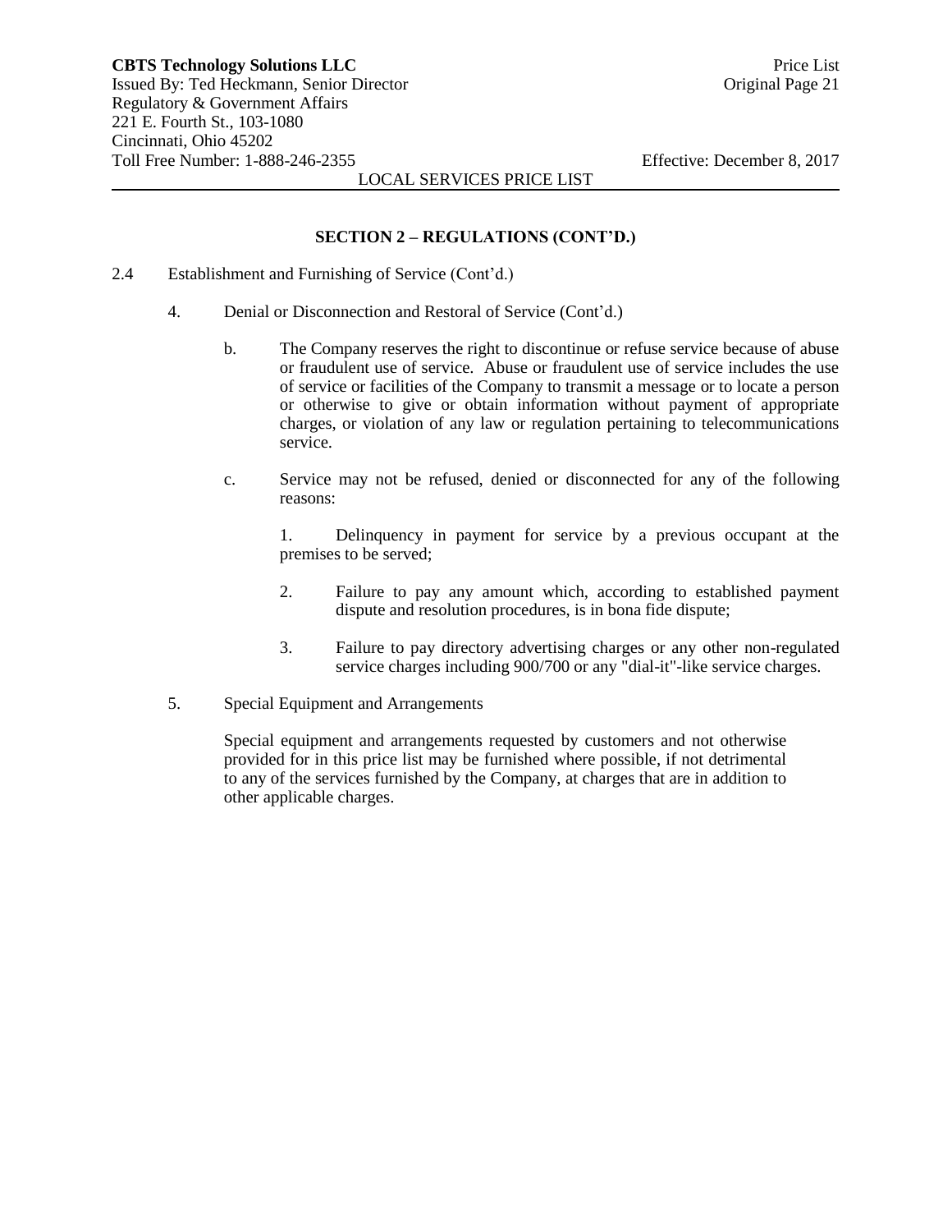## SECTION 2 – REGULATIONS (CONT'D.)

2.4 Establishment and Furnishing of Service (Cont'd.)

4. Denial or Disconnection and Restoral of Service (Cont'd.)

   b. The Company reserves the right to discontinue or refuse service because of abuse or fraudulent use of service. Abuse or fraudulent use of service includes the use of service or facilities of the Company to transmit a message or to locate a person or otherwise to give or obtain information without payment of appropriate charges, or violation of any law or regulation pertaining to telecommunications service.

   c. Service may not be refused, denied or disconnected for any of the following reasons:

      1. Delinquency in payment for service by a previous occupant at the premises to be served;

      2. Failure to pay any amount which, according to established payment dispute and resolution procedures, is in bona fide dispute;

      3. Failure to pay directory advertising charges or any other non-regulated service charges including 900/700 or any "dial-it"-like service charges.

5. Special Equipment and Arrangements

   Special equipment and arrangements requested by customers and not otherwise provided for in this price list may be furnished where possible, if not detrimental to any of the services furnished by the Company, at charges that are in addition to other applicable charges.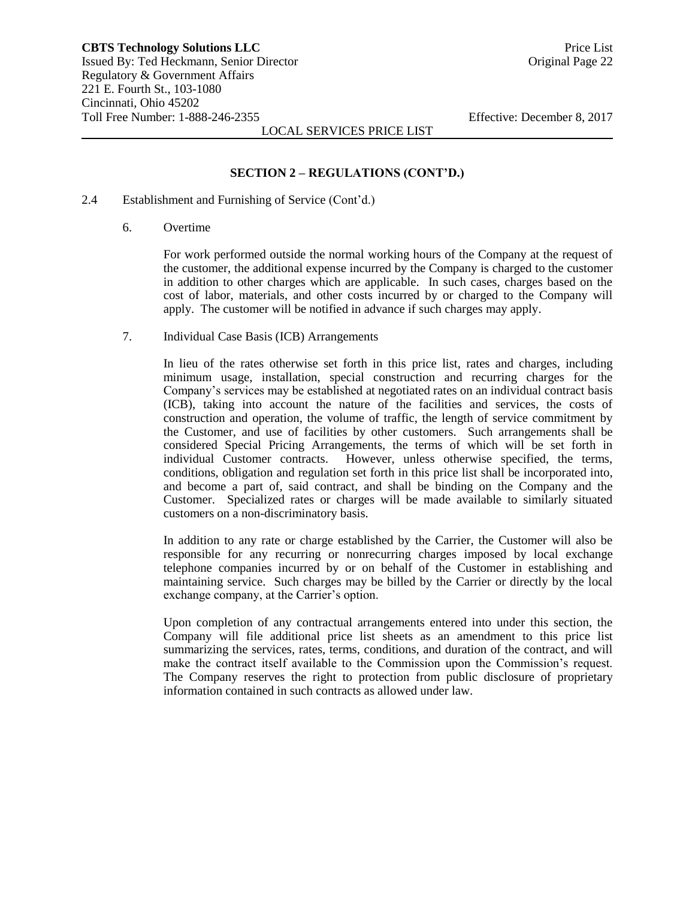## SECTION 2 – REGULATIONS (CONT'D.)

2.4 Establishment and Furnishing of Service (Cont'd.)

6. Overtime

For work performed outside the normal working hours of the Company at the request of the customer, the additional expense incurred by the Company is charged to the customer in addition to other charges which are applicable. In such cases, charges based on the cost of labor, materials, and other costs incurred by or charged to the Company will apply. The customer will be notified in advance if such charges may apply.

7. Individual Case Basis (ICB) Arrangements

In lieu of the rates otherwise set forth in this price list, rates and charges, including minimum usage, installation, special construction and recurring charges for the Company's services may be established at negotiated rates on an individual contract basis (ICB), taking into account the nature of the facilities and services, the costs of construction and operation, the volume of traffic, the length of service commitment by the Customer, and use of facilities by other customers. Such arrangements shall be considered Special Pricing Arrangements, the terms of which will be set forth in individual Customer contracts. However, unless otherwise specified, the terms, conditions, obligation and regulation set forth in this price list shall be incorporated into, and become a part of, said contract, and shall be binding on the Company and the Customer. Specialized rates or charges will be made available to similarly situated customers on a non-discriminatory basis.

In addition to any rate or charge established by the Carrier, the Customer will also be responsible for any recurring or nonrecurring charges imposed by local exchange telephone companies incurred by or on behalf of the Customer in establishing and maintaining service. Such charges may be billed by the Carrier or directly by the local exchange company, at the Carrier's option.

Upon completion of any contractual arrangements entered into under this section, the Company will file additional price list sheets as an amendment to this price list summarizing the services, rates, terms, conditions, and duration of the contract, and will make the contract itself available to the Commission upon the Commission's request. The Company reserves the right to protection from public disclosure of proprietary information contained in such contracts as allowed under law.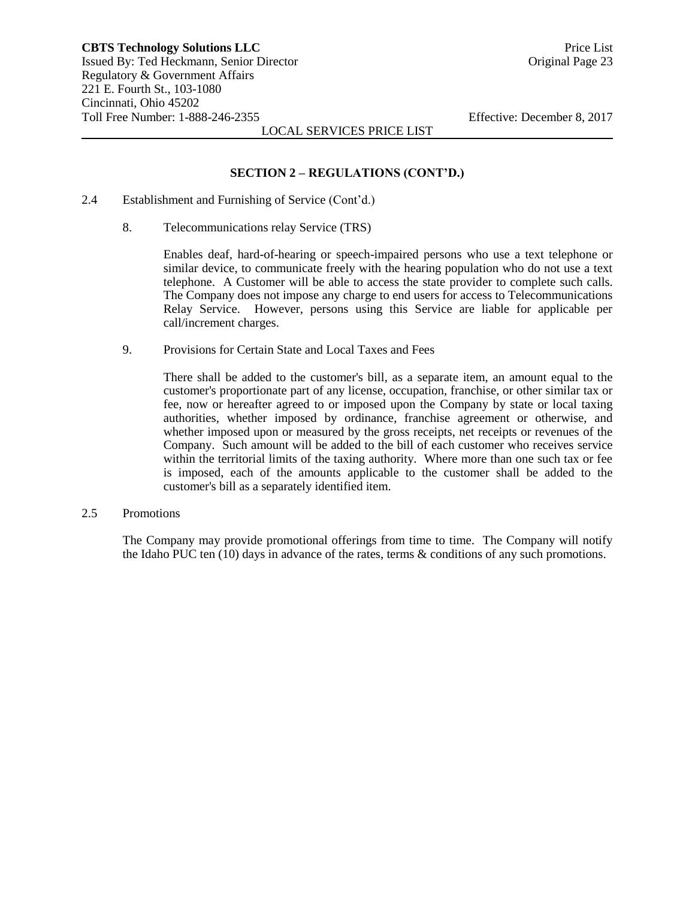## SECTION 2 – REGULATIONS (CONT'D.)

2.4 Establishment and Furnishing of Service (Cont'd.)

8. Telecommunications relay Service (TRS)

Enables deaf, hard-of-hearing or speech-impaired persons who use a text telephone or similar device, to communicate freely with the hearing population who do not use a text telephone. A Customer will be able to access the state provider to complete such calls. The Company does not impose any charge to end users for access to Telecommunications Relay Service. However, persons using this Service are liable for applicable per call/increment charges.

9. Provisions for Certain State and Local Taxes and Fees

There shall be added to the customer's bill, as a separate item, an amount equal to the customer's proportionate part of any license, occupation, franchise, or other similar tax or fee, now or hereafter agreed to or imposed upon the Company by state or local taxing authorities, whether imposed by ordinance, franchise agreement or otherwise, and whether imposed upon or measured by the gross receipts, net receipts or revenues of the Company. Such amount will be added to the bill of each customer who receives service within the territorial limits of the taxing authority. Where more than one such tax or fee is imposed, each of the amounts applicable to the customer shall be added to the customer's bill as a separately identified item.

2.5 Promotions

The Company may provide promotional offerings from time to time. The Company will notify the Idaho PUC ten (10) days in advance of the rates, terms & conditions of any such promotions.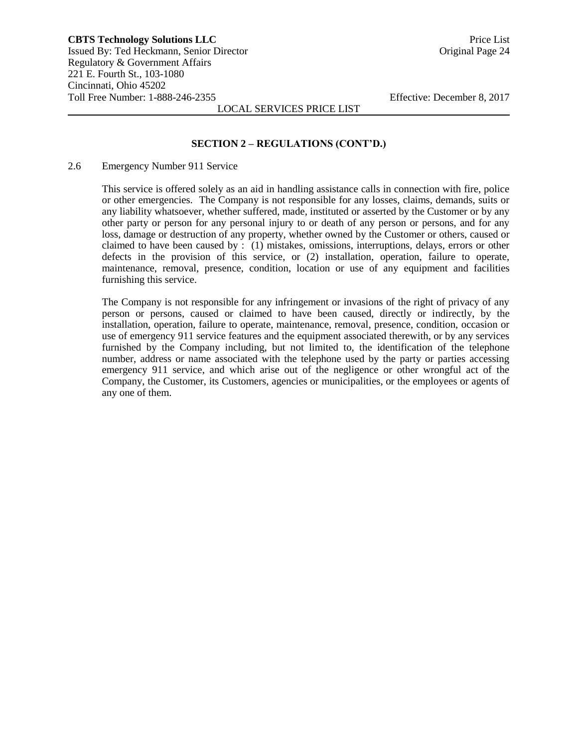## SECTION 2 – REGULATIONS (CONT'D.)

2.6 Emergency Number 911 Service

This service is offered solely as an aid in handling assistance calls in connection with fire, police or other emergencies. The Company is not responsible for any losses, claims, demands, suits or any liability whatsoever, whether suffered, made, instituted or asserted by the Customer or by any other party or person for any personal injury to or death of any person or persons, and for any loss, damage or destruction of any property, whether owned by the Customer or others, caused or claimed to have been caused by : (1) mistakes, omissions, interruptions, delays, errors or other defects in the provision of this service, or (2) installation, operation, failure to operate, maintenance, removal, presence, condition, location or use of any equipment and facilities furnishing this service.

The Company is not responsible for any infringement or invasions of the right of privacy of any person or persons, caused or claimed to have been caused, directly or indirectly, by the installation, operation, failure to operate, maintenance, removal, presence, condition, occasion or use of emergency 911 service features and the equipment associated therewith, or by any services furnished by the Company including, but not limited to, the identification of the telephone number, address or name associated with the telephone used by the party or parties accessing emergency 911 service, and which arise out of the negligence or other wrongful act of the Company, the Customer, its Customers, agencies or municipalities, or the employees or agents of any one of them.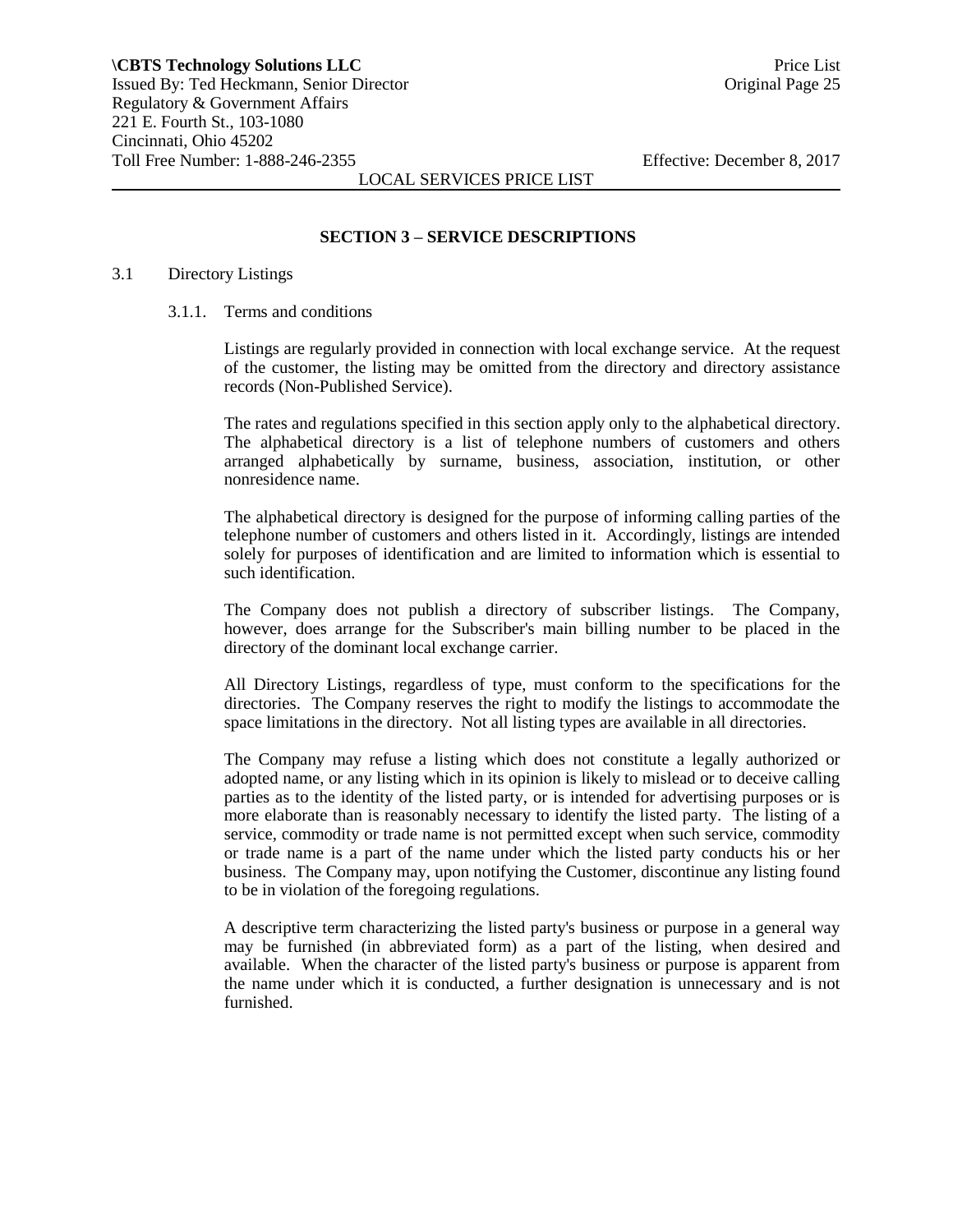## SECTION 3 – SERVICE DESCRIPTIONS

3.1 Directory Listings

3.1.1. Terms and conditions

Listings are regularly provided in connection with local exchange service. At the request of the customer, the listing may be omitted from the directory and directory assistance records (Non-Published Service).

The rates and regulations specified in this section apply only to the alphabetical directory. The alphabetical directory is a list of telephone numbers of customers and others arranged alphabetically by surname, business, association, institution, or other nonresidence name.

The alphabetical directory is designed for the purpose of informing calling parties of the telephone number of customers and others listed in it. Accordingly, listings are intended solely for purposes of identification and are limited to information which is essential to such identification.

The Company does not publish a directory of subscriber listings. The Company, however, does arrange for the Subscriber's main billing number to be placed in the directory of the dominant local exchange carrier.

All Directory Listings, regardless of type, must conform to the specifications for the directories. The Company reserves the right to modify the listings to accommodate the space limitations in the directory. Not all listing types are available in all directories.

The Company may refuse a listing which does not constitute a legally authorized or adopted name, or any listing which in its opinion is likely to mislead or to deceive calling parties as to the identity of the listed party, or is intended for advertising purposes or is more elaborate than is reasonably necessary to identify the listed party. The listing of a service, commodity or trade name is not permitted except when such service, commodity or trade name is a part of the name under which the listed party conducts his or her business. The Company may, upon notifying the Customer, discontinue any listing found to be in violation of the foregoing regulations.

A descriptive term characterizing the listed party's business or purpose in a general way may be furnished (in abbreviated form) as a part of the listing, when desired and available. When the character of the listed party's business or purpose is apparent from the name under which it is conducted, a further designation is unnecessary and is not furnished.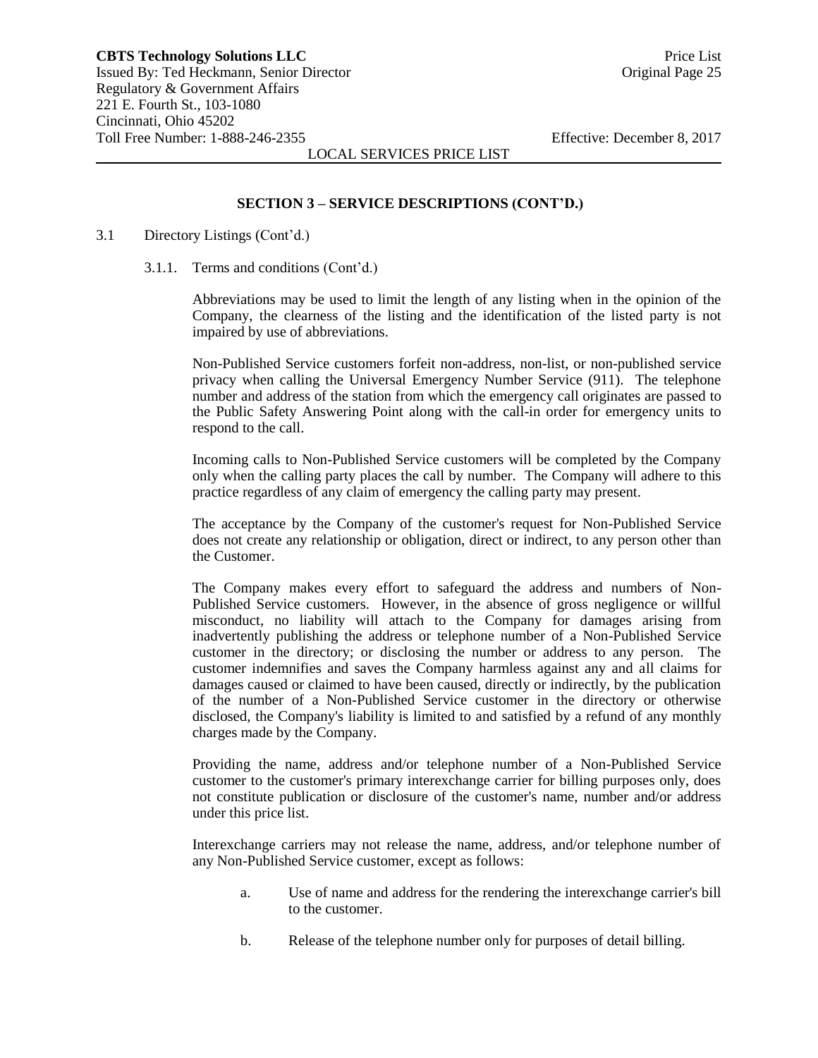## SECTION 3 – SERVICE DESCRIPTIONS (CONT'D.)

3.1 Directory Listings (Cont'd.)

3.1.1. Terms and conditions (Cont'd.)

Abbreviations may be used to limit the length of any listing when in the opinion of the Company, the clearness of the listing and the identification of the listed party is not impaired by use of abbreviations.

Non-Published Service customers forfeit non-address, non-list, or non-published service privacy when calling the Universal Emergency Number Service (911). The telephone number and address of the station from which the emergency call originates are passed to the Public Safety Answering Point along with the call-in order for emergency units to respond to the call.

Incoming calls to Non-Published Service customers will be completed by the Company only when the calling party places the call by number. The Company will adhere to this practice regardless of any claim of emergency the calling party may present.

The acceptance by the Company of the customer's request for Non-Published Service does not create any relationship or obligation, direct or indirect, to any person other than the Customer.

The Company makes every effort to safeguard the address and numbers of Non-Published Service customers. However, in the absence of gross negligence or willful misconduct, no liability will attach to the Company for damages arising from inadvertently publishing the address or telephone number of a Non-Published Service customer in the directory; or disclosing the number or address to any person. The customer indemnifies and saves the Company harmless against any and all claims for damages caused or claimed to have been caused, directly or indirectly, by the publication of the number of a Non-Published Service customer in the directory or otherwise disclosed, the Company's liability is limited to and satisfied by a refund of any monthly charges made by the Company.

Providing the name, address and/or telephone number of a Non-Published Service customer to the customer's primary interexchange carrier for billing purposes only, does not constitute publication or disclosure of the customer's name, number and/or address under this price list.

Interexchange carriers may not release the name, address, and/or telephone number of any Non-Published Service customer, except as follows:

a. Use of name and address for the rendering the interexchange carrier's bill to the customer.

b. Release of the telephone number only for purposes of detail billing.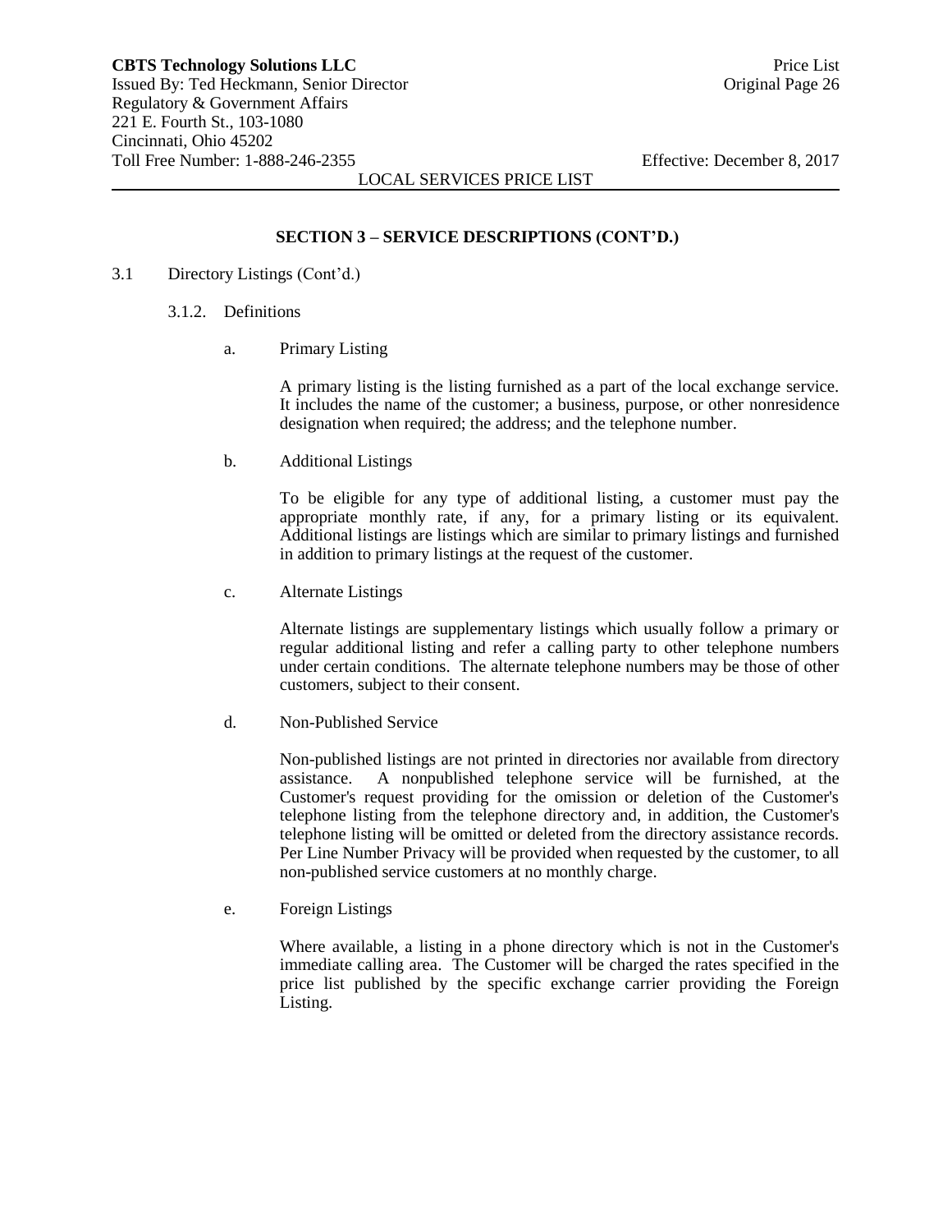## SECTION 3 – SERVICE DESCRIPTIONS (CONT'D.)

3.1 Directory Listings (Cont'd.)

3.1.2. Definitions

a. Primary Listing

A primary listing is the listing furnished as a part of the local exchange service. It includes the name of the customer; a business, purpose, or other nonresidence designation when required; the address; and the telephone number.

b. Additional Listings

To be eligible for any type of additional listing, a customer must pay the appropriate monthly rate, if any, for a primary listing or its equivalent. Additional listings are listings which are similar to primary listings and furnished in addition to primary listings at the request of the customer.

c. Alternate Listings

Alternate listings are supplementary listings which usually follow a primary or regular additional listing and refer a calling party to other telephone numbers under certain conditions. The alternate telephone numbers may be those of other customers, subject to their consent.

d. Non-Published Service

Non-published listings are not printed in directories nor available from directory assistance. A nonpublished telephone service will be furnished, at the Customer's request providing for the omission or deletion of the Customer's telephone listing from the telephone directory and, in addition, the Customer's telephone listing will be omitted or deleted from the directory assistance records. Per Line Number Privacy will be provided when requested by the customer, to all non-published service customers at no monthly charge.

e. Foreign Listings

Where available, a listing in a phone directory which is not in the Customer's immediate calling area. The Customer will be charged the rates specified in the price list published by the specific exchange carrier providing the Foreign Listing.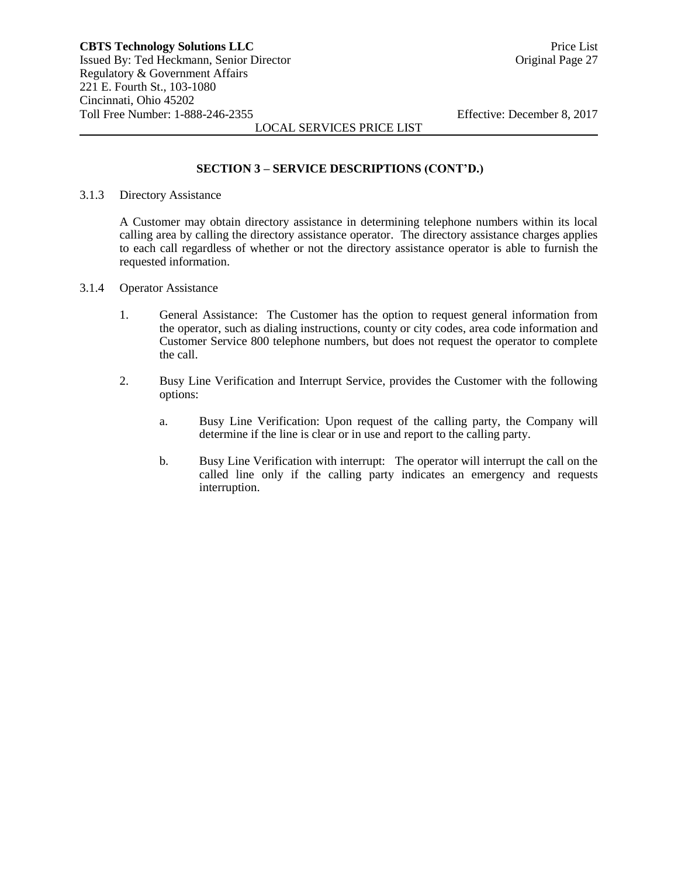## SECTION 3 – SERVICE DESCRIPTIONS (CONT'D.)

3.1.3 Directory Assistance

A Customer may obtain directory assistance in determining telephone numbers within its local calling area by calling the directory assistance operator. The directory assistance charges applies to each call regardless of whether or not the directory assistance operator is able to furnish the requested information.

3.1.4 Operator Assistance

1. General Assistance: The Customer has the option to request general information from the operator, such as dialing instructions, county or city codes, area code information and Customer Service 800 telephone numbers, but does not request the operator to complete the call.

2. Busy Line Verification and Interrupt Service, provides the Customer with the following options:

   a. Busy Line Verification: Upon request of the calling party, the Company will determine if the line is clear or in use and report to the calling party.

   b. Busy Line Verification with interrupt: The operator will interrupt the call on the called line only if the calling party indicates an emergency and requests interruption.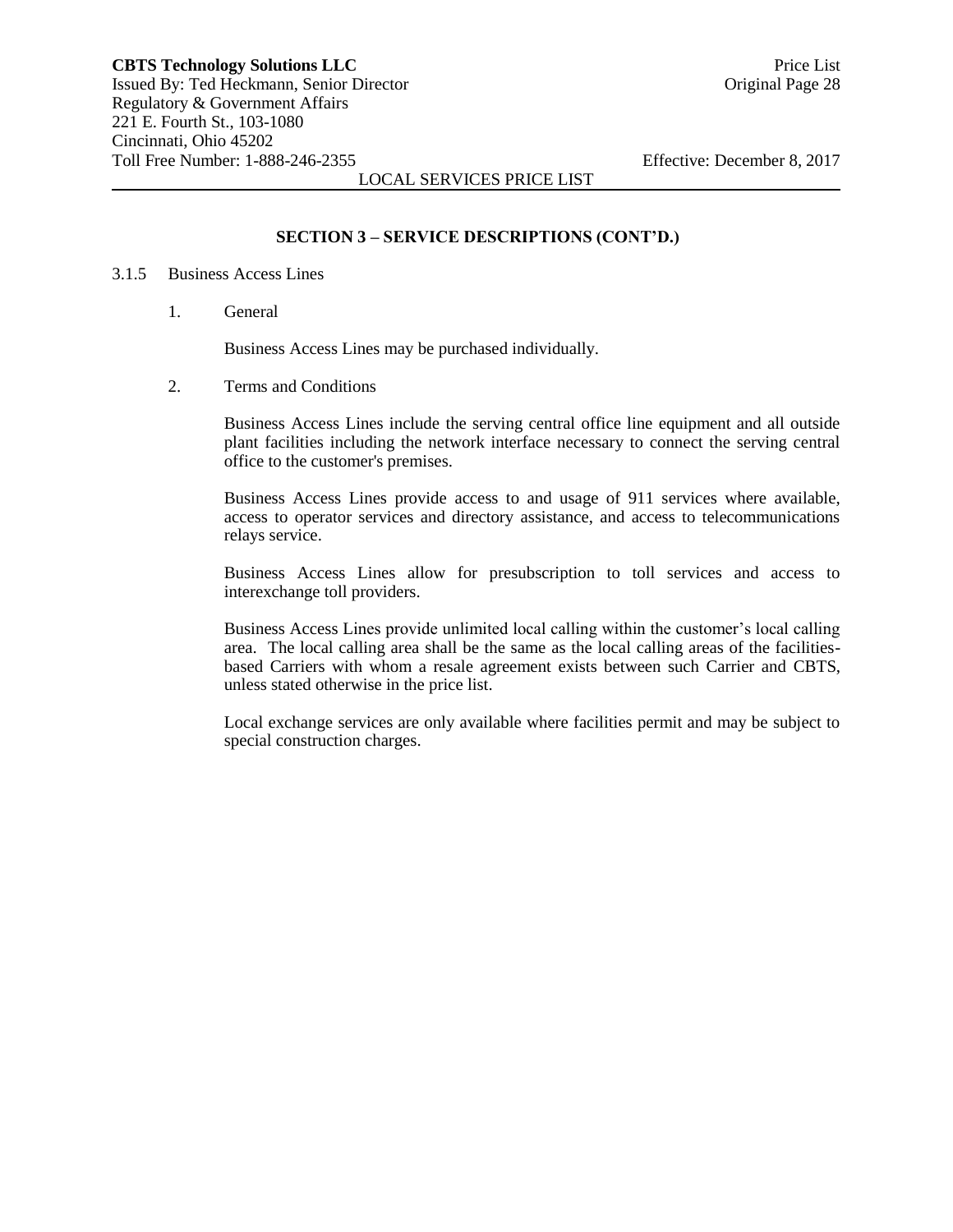## SECTION 3 – SERVICE DESCRIPTIONS (CONT'D.)

3.1.5 Business Access Lines

1. General

   Business Access Lines may be purchased individually.

2. Terms and Conditions

   Business Access Lines include the serving central office line equipment and all outside plant facilities including the network interface necessary to connect the serving central office to the customer's premises.

   Business Access Lines provide access to and usage of 911 services where available, access to operator services and directory assistance, and access to telecommunications relays service.

   Business Access Lines allow for presubscription to toll services and access to interexchange toll providers.

   Business Access Lines provide unlimited local calling within the customer's local calling area. The local calling area shall be the same as the local calling areas of the facilities-based Carriers with whom a resale agreement exists between such Carrier and CBTS, unless stated otherwise in the price list.

   Local exchange services are only available where facilities permit and may be subject to special construction charges.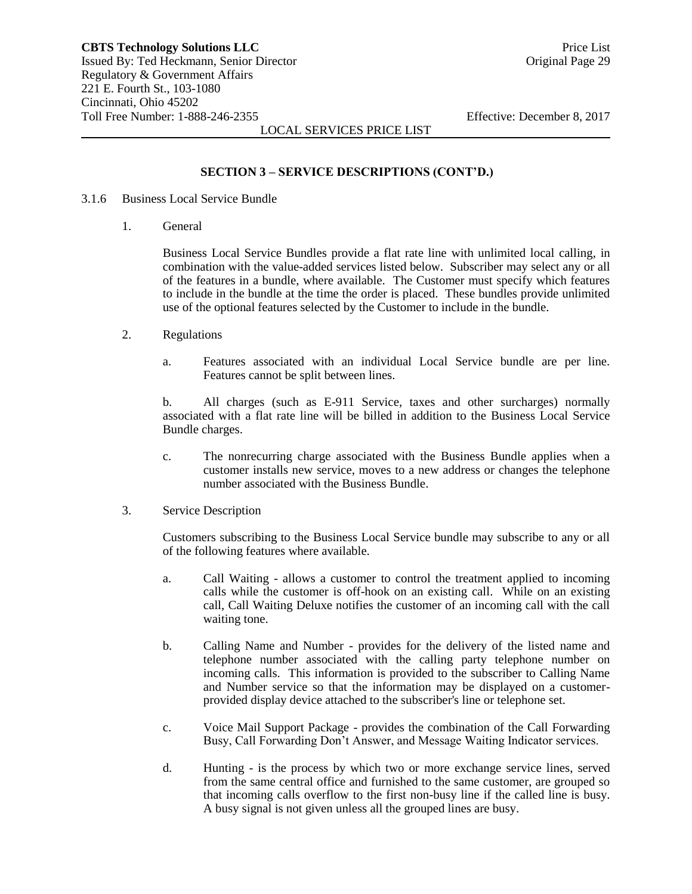## SECTION 3 – SERVICE DESCRIPTIONS (CONT'D.)

3.1.6 Business Local Service Bundle

1. General

Business Local Service Bundles provide a flat rate line with unlimited local calling, in combination with the value-added services listed below. Subscriber may select any or all of the features in a bundle, where available. The Customer must specify which features to include in the bundle at the time the order is placed. These bundles provide unlimited use of the optional features selected by the Customer to include in the bundle.

2. Regulations

a. Features associated with an individual Local Service bundle are per line. Features cannot be split between lines.

b. All charges (such as E-911 Service, taxes and other surcharges) normally associated with a flat rate line will be billed in addition to the Business Local Service Bundle charges.

c. The nonrecurring charge associated with the Business Bundle applies when a customer installs new service, moves to a new address or changes the telephone number associated with the Business Bundle.

3. Service Description

Customers subscribing to the Business Local Service bundle may subscribe to any or all of the following features where available.

a. Call Waiting - allows a customer to control the treatment applied to incoming calls while the customer is off-hook on an existing call. While on an existing call, Call Waiting Deluxe notifies the customer of an incoming call with the call waiting tone.

b. Calling Name and Number - provides for the delivery of the listed name and telephone number associated with the calling party telephone number on incoming calls. This information is provided to the subscriber to Calling Name and Number service so that the information may be displayed on a customer-provided display device attached to the subscriber's line or telephone set.

c. Voice Mail Support Package - provides the combination of the Call Forwarding Busy, Call Forwarding Don't Answer, and Message Waiting Indicator services.

d. Hunting - is the process by which two or more exchange service lines, served from the same central office and furnished to the same customer, are grouped so that incoming calls overflow to the first non-busy line if the called line is busy. A busy signal is not given unless all the grouped lines are busy.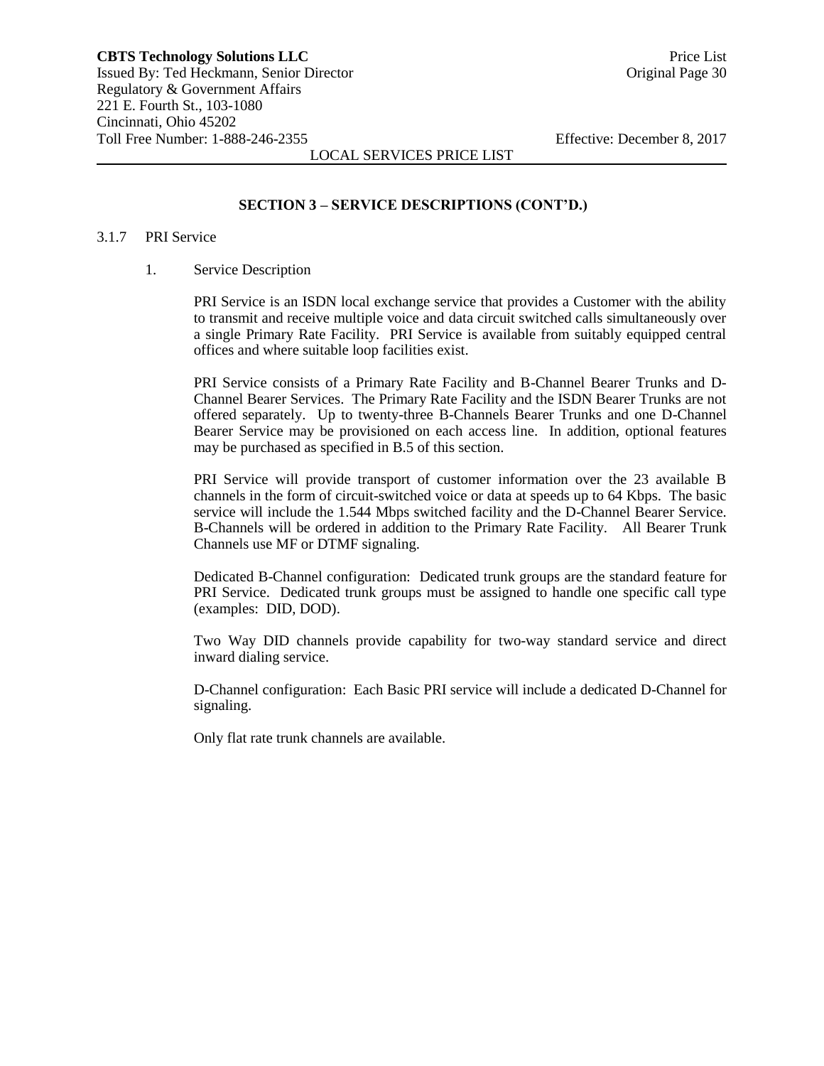## SECTION 3 – SERVICE DESCRIPTIONS (CONT'D.)

3.1.7 PRI Service

1. Service Description

PRI Service is an ISDN local exchange service that provides a Customer with the ability to transmit and receive multiple voice and data circuit switched calls simultaneously over a single Primary Rate Facility. PRI Service is available from suitably equipped central offices and where suitable loop facilities exist.

PRI Service consists of a Primary Rate Facility and B-Channel Bearer Trunks and D-Channel Bearer Services. The Primary Rate Facility and the ISDN Bearer Trunks are not offered separately. Up to twenty-three B-Channels Bearer Trunks and one D-Channel Bearer Service may be provisioned on each access line. In addition, optional features may be purchased as specified in B.5 of this section.

PRI Service will provide transport of customer information over the 23 available B channels in the form of circuit-switched voice or data at speeds up to 64 Kbps. The basic service will include the 1.544 Mbps switched facility and the D-Channel Bearer Service. B-Channels will be ordered in addition to the Primary Rate Facility. All Bearer Trunk Channels use MF or DTMF signaling.

Dedicated B-Channel configuration: Dedicated trunk groups are the standard feature for PRI Service. Dedicated trunk groups must be assigned to handle one specific call type (examples: DID, DOD).

Two Way DID channels provide capability for two-way standard service and direct inward dialing service.

D-Channel configuration: Each Basic PRI service will include a dedicated D-Channel for signaling.

Only flat rate trunk channels are available.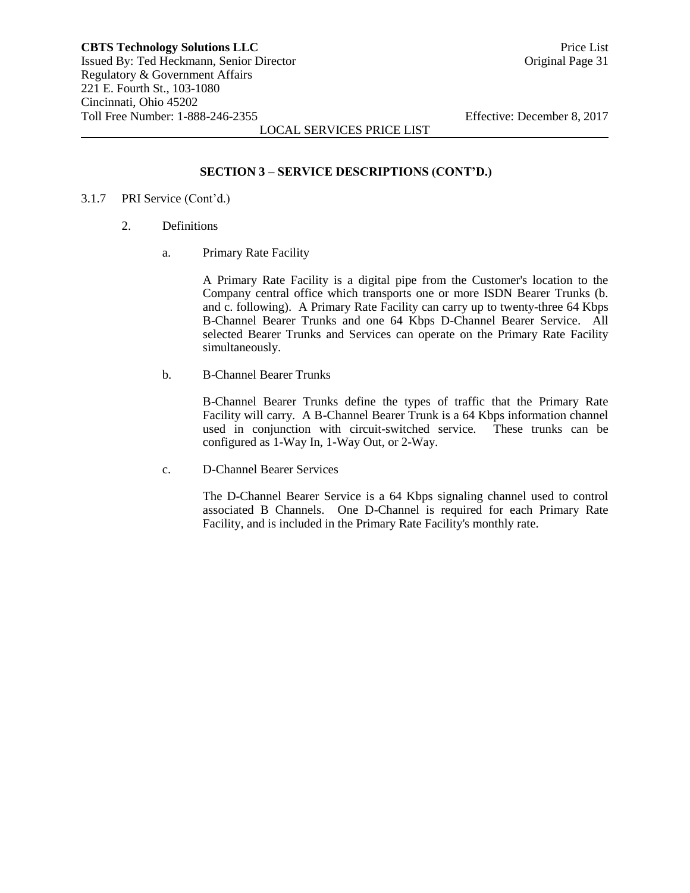## SECTION 3 – SERVICE DESCRIPTIONS (CONT'D.)

3.1.7 PRI Service (Cont'd.)

2. Definitions

   a. Primary Rate Facility

      A Primary Rate Facility is a digital pipe from the Customer's location to the Company central office which transports one or more ISDN Bearer Trunks (b. and c. following). A Primary Rate Facility can carry up to twenty-three 64 Kbps B-Channel Bearer Trunks and one 64 Kbps D-Channel Bearer Service. All selected Bearer Trunks and Services can operate on the Primary Rate Facility simultaneously.

   b. B-Channel Bearer Trunks

      B-Channel Bearer Trunks define the types of traffic that the Primary Rate Facility will carry. A B-Channel Bearer Trunk is a 64 Kbps information channel used in conjunction with circuit-switched service. These trunks can be configured as 1-Way In, 1-Way Out, or 2-Way.

   c. D-Channel Bearer Services

      The D-Channel Bearer Service is a 64 Kbps signaling channel used to control associated B Channels. One D-Channel is required for each Primary Rate Facility, and is included in the Primary Rate Facility's monthly rate.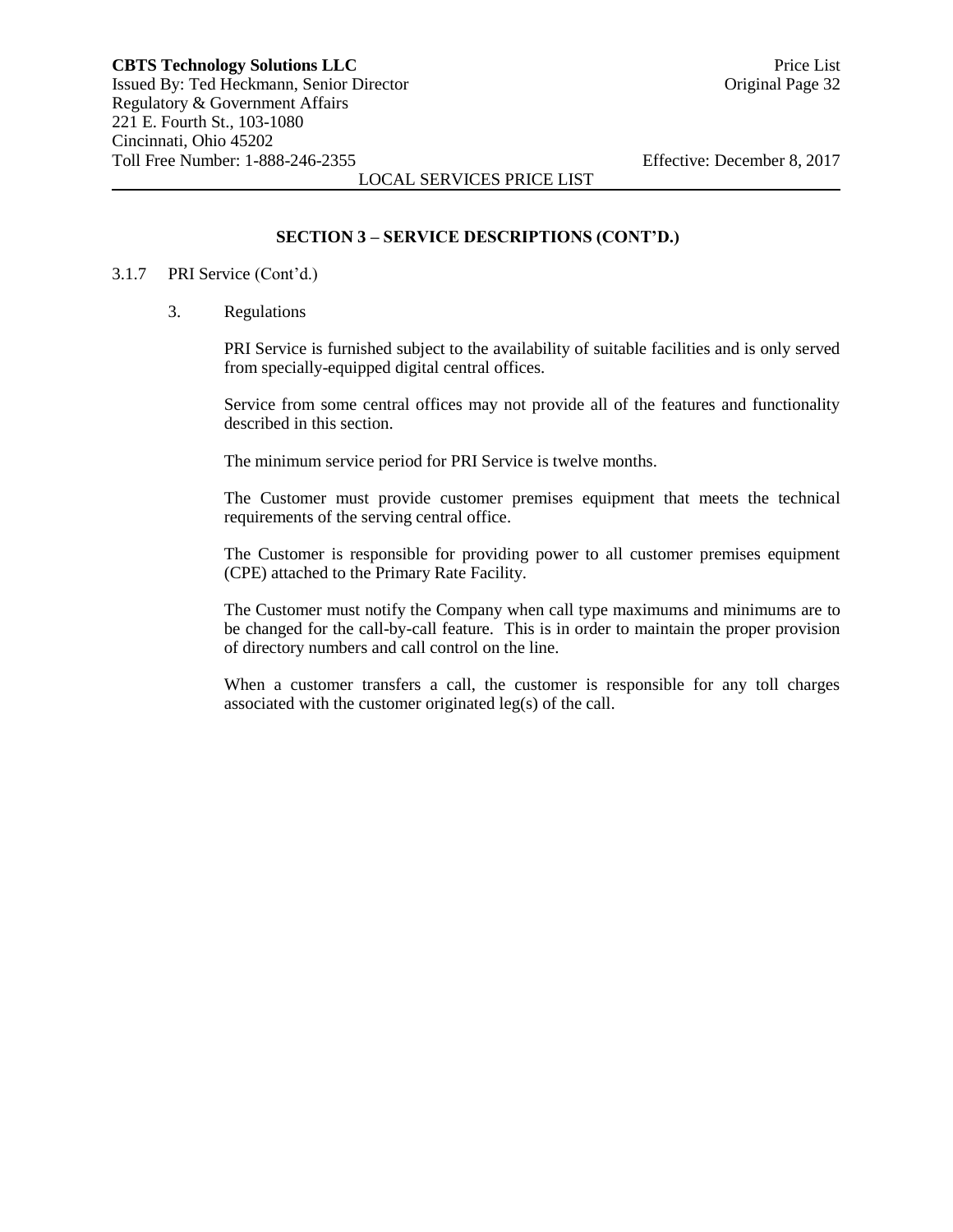## SECTION 3 – SERVICE DESCRIPTIONS (CONT'D.)

3.1.7 PRI Service (Cont'd.)

3. Regulations

PRI Service is furnished subject to the availability of suitable facilities and is only served from specially-equipped digital central offices.

Service from some central offices may not provide all of the features and functionality described in this section.

The minimum service period for PRI Service is twelve months.

The Customer must provide customer premises equipment that meets the technical requirements of the serving central office.

The Customer is responsible for providing power to all customer premises equipment (CPE) attached to the Primary Rate Facility.

The Customer must notify the Company when call type maximums and minimums are to be changed for the call-by-call feature. This is in order to maintain the proper provision of directory numbers and call control on the line.

When a customer transfers a call, the customer is responsible for any toll charges associated with the customer originated leg(s) of the call.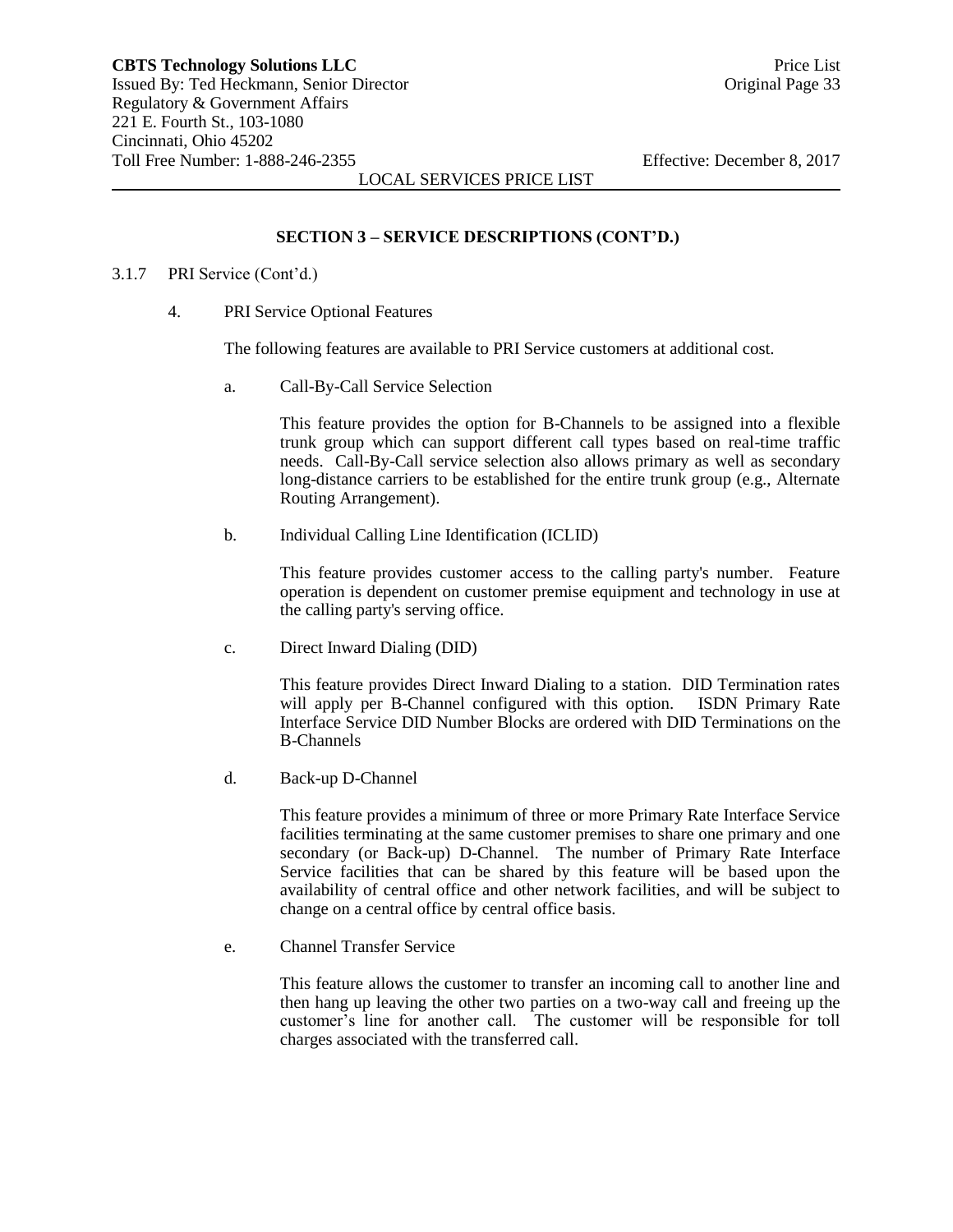## SECTION 3 – SERVICE DESCRIPTIONS (CONT'D.)

3.1.7 PRI Service (Cont'd.)

4. PRI Service Optional Features

The following features are available to PRI Service customers at additional cost.

a. Call-By-Call Service Selection

This feature provides the option for B-Channels to be assigned into a flexible trunk group which can support different call types based on real-time traffic needs. Call-By-Call service selection also allows primary as well as secondary long-distance carriers to be established for the entire trunk group (e.g., Alternate Routing Arrangement).

b. Individual Calling Line Identification (ICLID)

This feature provides customer access to the calling party's number. Feature operation is dependent on customer premise equipment and technology in use at the calling party's serving office.

c. Direct Inward Dialing (DID)

This feature provides Direct Inward Dialing to a station. DID Termination rates will apply per B-Channel configured with this option. ISDN Primary Rate Interface Service DID Number Blocks are ordered with DID Terminations on the B-Channels

d. Back-up D-Channel

This feature provides a minimum of three or more Primary Rate Interface Service facilities terminating at the same customer premises to share one primary and one secondary (or Back-up) D-Channel. The number of Primary Rate Interface Service facilities that can be shared by this feature will be based upon the availability of central office and other network facilities, and will be subject to change on a central office by central office basis.

e. Channel Transfer Service

This feature allows the customer to transfer an incoming call to another line and then hang up leaving the other two parties on a two-way call and freeing up the customer's line for another call. The customer will be responsible for toll charges associated with the transferred call.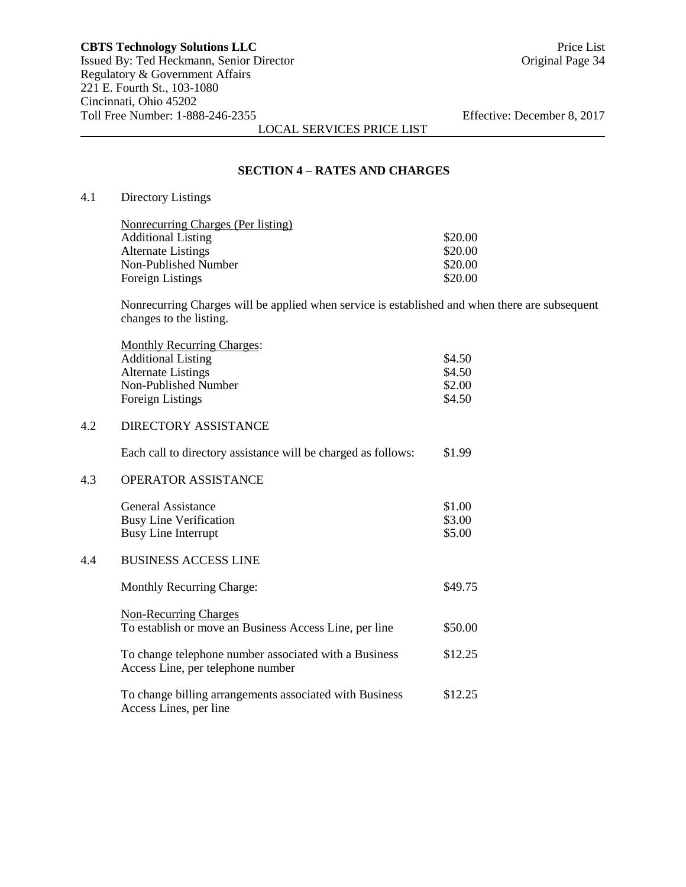## SECTION 4 – RATES AND CHARGES

4.1 Directory Listings

| Nonrecurring Charges (Per listing) | |
|---|---|
| Additional Listing | \$20.00 |
| Alternate Listings | \$20.00 |
| Non-Published Number | \$20.00 |
| Foreign Listings | \$20.00 |

Nonrecurring Charges will be applied when service is established and when there are subsequent changes to the listing.

| Monthly Recurring Charges: | |
|---|---|
| Additional Listing | \$4.50 |
| Alternate Listings | \$4.50 |
| Non-Published Number | \$2.00 |
| Foreign Listings | \$4.50 |

4.2 DIRECTORY ASSISTANCE

Each call to directory assistance will be charged as follows: \$1.99

4.3 OPERATOR ASSISTANCE

| | |
|---|---|
| General Assistance | \$1.00 |
| Busy Line Verification | \$3.00 |
| Busy Line Interrupt | \$5.00 |

4.4 BUSINESS ACCESS LINE

Monthly Recurring Charge: \$49.75

| Non-Recurring Charges | |
|---|---|
| To establish or move an Business Access Line, per line | \$50.00 |
| To change telephone number associated with a Business Access Line, per telephone number | \$12.25 |
| To change billing arrangements associated with Business Access Lines, per line | \$12.25 |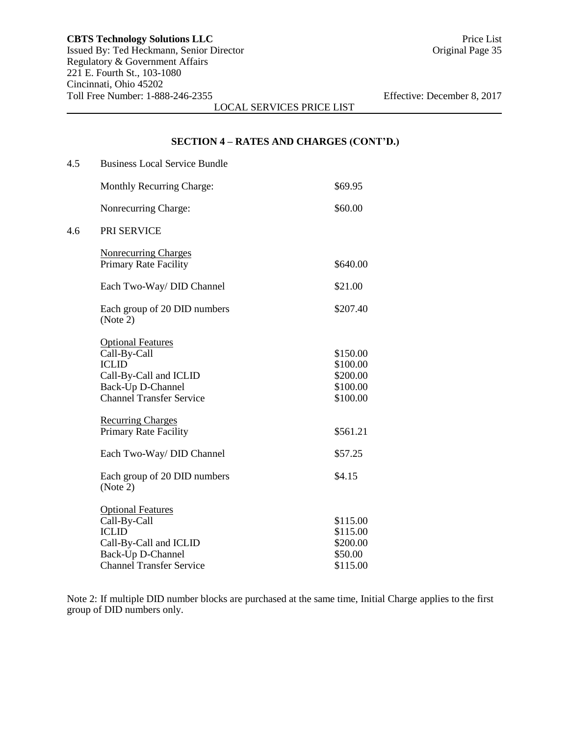## SECTION 4 – RATES AND CHARGES (CONT'D.)

4.5 Business Local Service Bundle

| | |
|---|---|
| Monthly Recurring Charge: | $69.95 |
| Nonrecurring Charge: | $60.00 |

4.6 PRI SERVICE

| | |
|---|---|
| <u>Nonrecurring Charges</u> | |
| Primary Rate Facility | $640.00 |
| Each Two-Way/ DID Channel | $21.00 |
| Each group of 20 DID numbers (Note 2) | $207.40 |
| <u>Optional Features</u> | |
| Call-By-Call | $150.00 |
| ICLID | $100.00 |
| Call-By-Call and ICLID | $200.00 |
| Back-Up D-Channel | $100.00 |
| Channel Transfer Service | $100.00 |
| <u>Recurring Charges</u> | |
| Primary Rate Facility | $561.21 |
| Each Two-Way/ DID Channel | $57.25 |
| Each group of 20 DID numbers (Note 2) | $4.15 |
| <u>Optional Features</u> | |
| Call-By-Call | $115.00 |
| ICLID | $115.00 |
| Call-By-Call and ICLID | $200.00 |
| Back-Up D-Channel | $50.00 |
| Channel Transfer Service | $115.00 |

Note 2: If multiple DID number blocks are purchased at the same time, Initial Charge applies to the first group of DID numbers only.